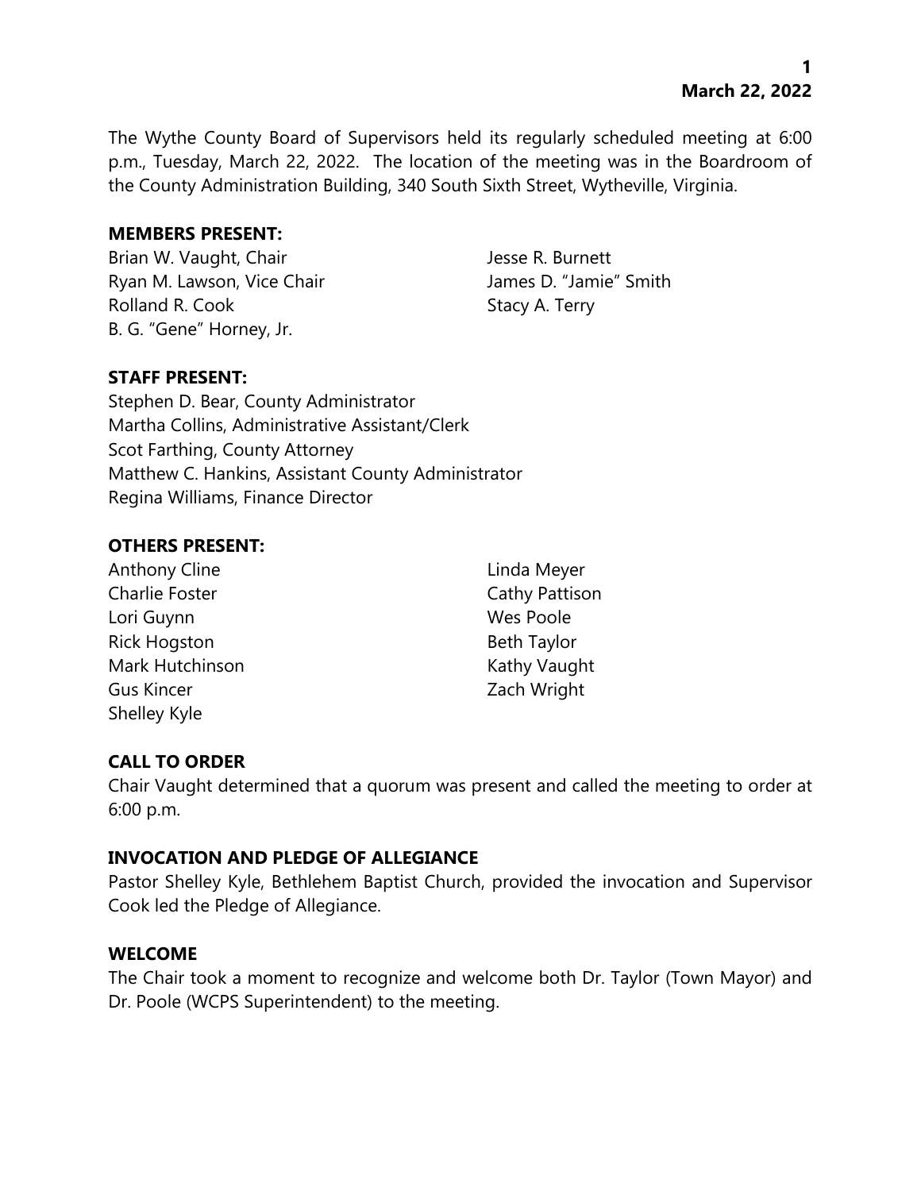The Wythe County Board of Supervisors held its regularly scheduled meeting at 6:00 p.m., Tuesday, March 22, 2022. The location of the meeting was in the Boardroom of the County Administration Building, 340 South Sixth Street, Wytheville, Virginia.

**MEMBERS PRESENT:**

Brian W. Vaught, Chair
Ryan M. Lawson, Vice Chair
Rolland R. Cook
B. G. "Gene" Horney, Jr.
Jesse R. Burnett
James D. "Jamie" Smith
Stacy A. Terry

**STAFF PRESENT:**

Stephen D. Bear, County Administrator
Martha Collins, Administrative Assistant/Clerk
Scot Farthing, County Attorney
Matthew C. Hankins, Assistant County Administrator
Regina Williams, Finance Director

**OTHERS PRESENT:**

Anthony Cline
Charlie Foster
Lori Guynn
Rick Hogston
Mark Hutchinson
Gus Kincer
Shelley Kyle
Linda Meyer
Cathy Pattison
Wes Poole
Beth Taylor
Kathy Vaught
Zach Wright

**CALL TO ORDER**

Chair Vaught determined that a quorum was present and called the meeting to order at 6:00 p.m.

**INVOCATION AND PLEDGE OF ALLEGIANCE**

Pastor Shelley Kyle, Bethlehem Baptist Church, provided the invocation and Supervisor Cook led the Pledge of Allegiance.

**WELCOME**

The Chair took a moment to recognize and welcome both Dr. Taylor (Town Mayor) and Dr. Poole (WCPS Superintendent) to the meeting.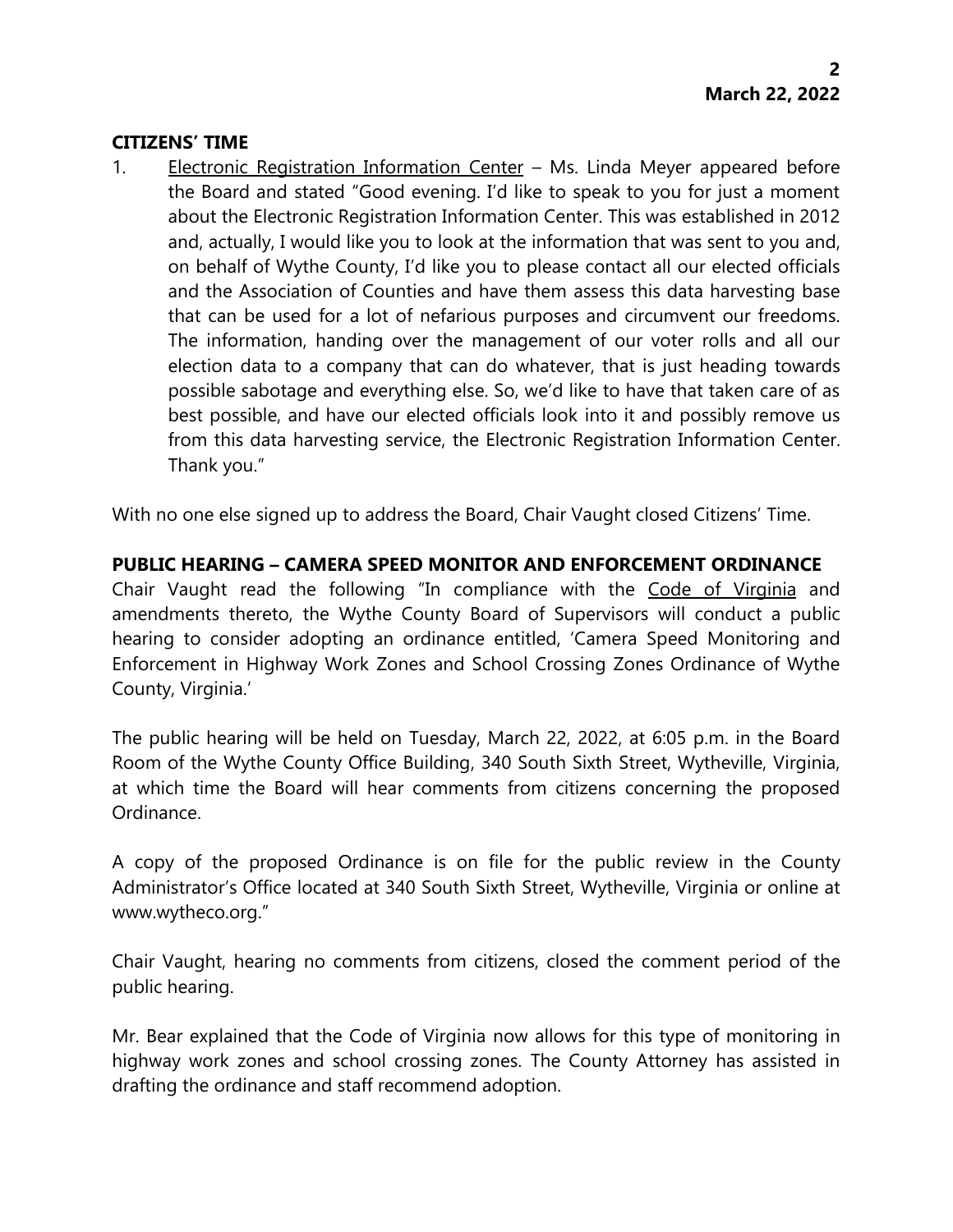## CITIZENS' TIME

1. Electronic Registration Information Center – Ms. Linda Meyer appeared before the Board and stated "Good evening. I'd like to speak to you for just a moment about the Electronic Registration Information Center. This was established in 2012 and, actually, I would like you to look at the information that was sent to you and, on behalf of Wythe County, I'd like you to please contact all our elected officials and the Association of Counties and have them assess this data harvesting base that can be used for a lot of nefarious purposes and circumvent our freedoms. The information, handing over the management of our voter rolls and all our election data to a company that can do whatever, that is just heading towards possible sabotage and everything else. So, we'd like to have that taken care of as best possible, and have our elected officials look into it and possibly remove us from this data harvesting service, the Electronic Registration Information Center. Thank you."

With no one else signed up to address the Board, Chair Vaught closed Citizens' Time.

## PUBLIC HEARING – CAMERA SPEED MONITOR AND ENFORCEMENT ORDINANCE

Chair Vaught read the following "In compliance with the Code of Virginia and amendments thereto, the Wythe County Board of Supervisors will conduct a public hearing to consider adopting an ordinance entitled, 'Camera Speed Monitoring and Enforcement in Highway Work Zones and School Crossing Zones Ordinance of Wythe County, Virginia.'

The public hearing will be held on Tuesday, March 22, 2022, at 6:05 p.m. in the Board Room of the Wythe County Office Building, 340 South Sixth Street, Wytheville, Virginia, at which time the Board will hear comments from citizens concerning the proposed Ordinance.

A copy of the proposed Ordinance is on file for the public review in the County Administrator's Office located at 340 South Sixth Street, Wytheville, Virginia or online at www.wytheco.org."

Chair Vaught, hearing no comments from citizens, closed the comment period of the public hearing.

Mr. Bear explained that the Code of Virginia now allows for this type of monitoring in highway work zones and school crossing zones. The County Attorney has assisted in drafting the ordinance and staff recommend adoption.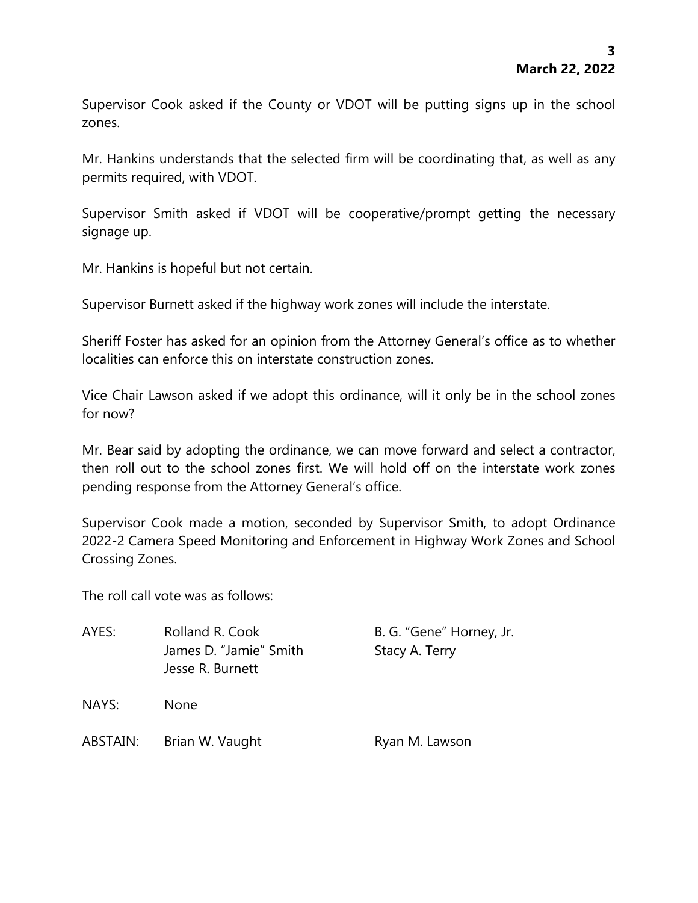Supervisor Cook asked if the County or VDOT will be putting signs up in the school zones.

Mr. Hankins understands that the selected firm will be coordinating that, as well as any permits required, with VDOT.

Supervisor Smith asked if VDOT will be cooperative/prompt getting the necessary signage up.

Mr. Hankins is hopeful but not certain.

Supervisor Burnett asked if the highway work zones will include the interstate.

Sheriff Foster has asked for an opinion from the Attorney General's office as to whether localities can enforce this on interstate construction zones.

Vice Chair Lawson asked if we adopt this ordinance, will it only be in the school zones for now?

Mr. Bear said by adopting the ordinance, we can move forward and select a contractor, then roll out to the school zones first. We will hold off on the interstate work zones pending response from the Attorney General's office.

Supervisor Cook made a motion, seconded by Supervisor Smith, to adopt Ordinance 2022-2 Camera Speed Monitoring and Enforcement in Highway Work Zones and School Crossing Zones.

The roll call vote was as follows:

| | | |
|---|---|---|
| AYES: | Rolland R. Cook | B. G. "Gene" Horney, Jr. |
| | James D. "Jamie" Smith | Stacy A. Terry |
| | Jesse R. Burnett | |
| NAYS: | None | |
| ABSTAIN: | Brian W. Vaught | Ryan M. Lawson |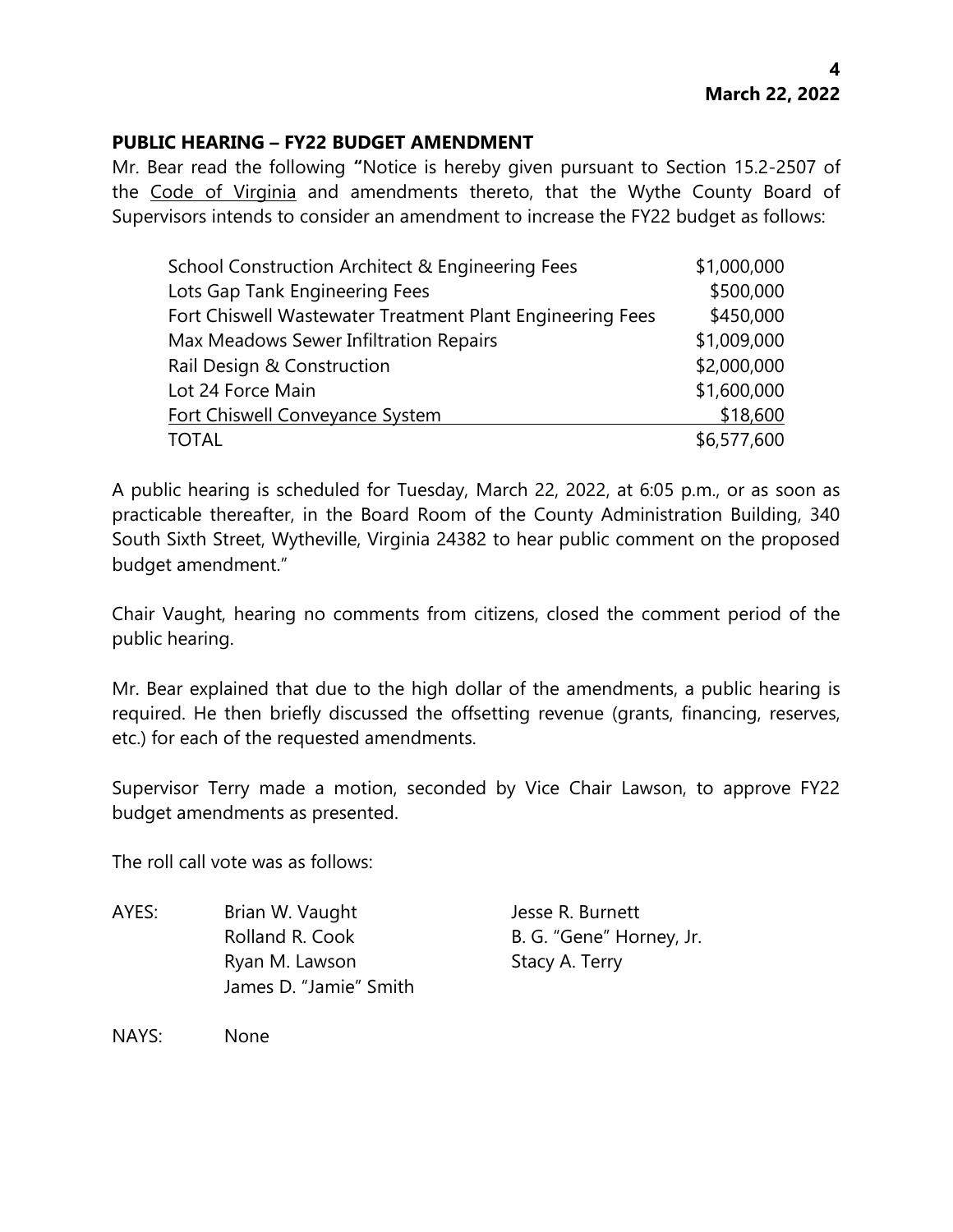## PUBLIC HEARING – FY22 BUDGET AMENDMENT

Mr. Bear read the following **"**Notice is hereby given pursuant to Section 15.2-2507 of the Code of Virginia and amendments thereto, that the Wythe County Board of Supervisors intends to consider an amendment to increase the FY22 budget as follows:

| | |
|---|---:|
| School Construction Architect & Engineering Fees | $1,000,000 |
| Lots Gap Tank Engineering Fees | $500,000 |
| Fort Chiswell Wastewater Treatment Plant Engineering Fees | $450,000 |
| Max Meadows Sewer Infiltration Repairs | $1,009,000 |
| Rail Design & Construction | $2,000,000 |
| Lot 24 Force Main | $1,600,000 |
| Fort Chiswell Conveyance System | $18,600 |
| TOTAL | $6,577,600 |

A public hearing is scheduled for Tuesday, March 22, 2022, at 6:05 p.m., or as soon as practicable thereafter, in the Board Room of the County Administration Building, 340 South Sixth Street, Wytheville, Virginia 24382 to hear public comment on the proposed budget amendment."

Chair Vaught, hearing no comments from citizens, closed the comment period of the public hearing.

Mr. Bear explained that due to the high dollar of the amendments, a public hearing is required. He then briefly discussed the offsetting revenue (grants, financing, reserves, etc.) for each of the requested amendments.

Supervisor Terry made a motion, seconded by Vice Chair Lawson, to approve FY22 budget amendments as presented.

The roll call vote was as follows:

AYES: Brian W. Vaught, Jesse R. Burnett, Rolland R. Cook, B. G. "Gene" Horney, Jr., Ryan M. Lawson, Stacy A. Terry, James D. "Jamie" Smith

NAYS: None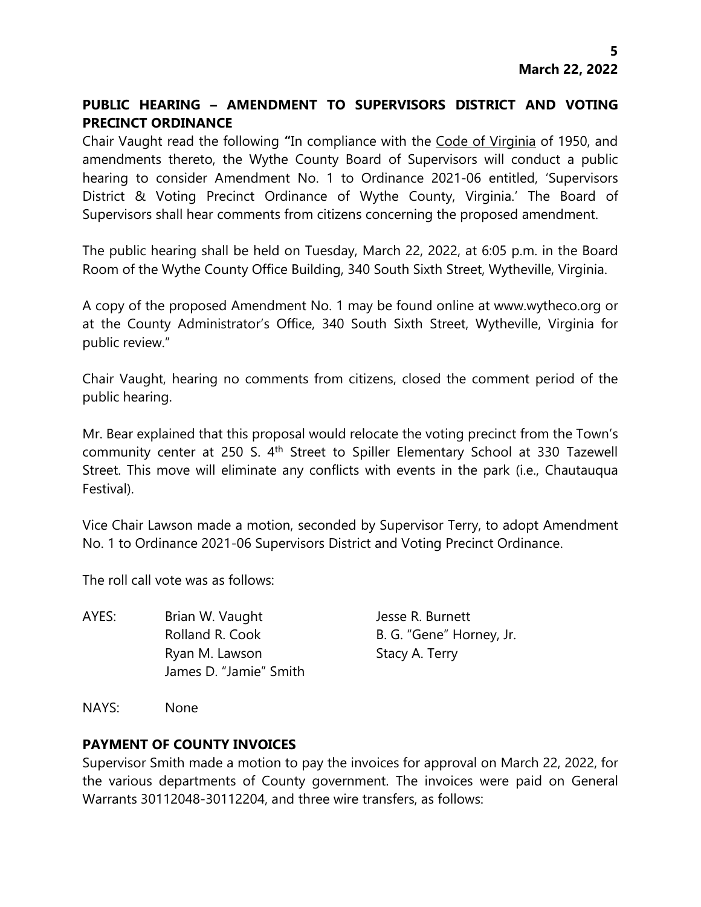## PUBLIC HEARING – AMENDMENT TO SUPERVISORS DISTRICT AND VOTING PRECINCT ORDINANCE

Chair Vaught read the following **"**In compliance with the Code of Virginia of 1950, and amendments thereto, the Wythe County Board of Supervisors will conduct a public hearing to consider Amendment No. 1 to Ordinance 2021-06 entitled, 'Supervisors District & Voting Precinct Ordinance of Wythe County, Virginia.' The Board of Supervisors shall hear comments from citizens concerning the proposed amendment.

The public hearing shall be held on Tuesday, March 22, 2022, at 6:05 p.m. in the Board Room of the Wythe County Office Building, 340 South Sixth Street, Wytheville, Virginia.

A copy of the proposed Amendment No. 1 may be found online at www.wytheco.org or at the County Administrator's Office, 340 South Sixth Street, Wytheville, Virginia for public review."

Chair Vaught, hearing no comments from citizens, closed the comment period of the public hearing.

Mr. Bear explained that this proposal would relocate the voting precinct from the Town's community center at 250 S. 4th Street to Spiller Elementary School at 330 Tazewell Street. This move will eliminate any conflicts with events in the park (i.e., Chautauqua Festival).

Vice Chair Lawson made a motion, seconded by Supervisor Terry, to adopt Amendment No. 1 to Ordinance 2021-06 Supervisors District and Voting Precinct Ordinance.

The roll call vote was as follows:

AYES: Brian W. Vaught, Jesse R. Burnett, Rolland R. Cook, B. G. "Gene" Horney, Jr., Ryan M. Lawson, Stacy A. Terry, James D. "Jamie" Smith

NAYS: None

## PAYMENT OF COUNTY INVOICES

Supervisor Smith made a motion to pay the invoices for approval on March 22, 2022, for the various departments of County government. The invoices were paid on General Warrants 30112048-30112204, and three wire transfers, as follows: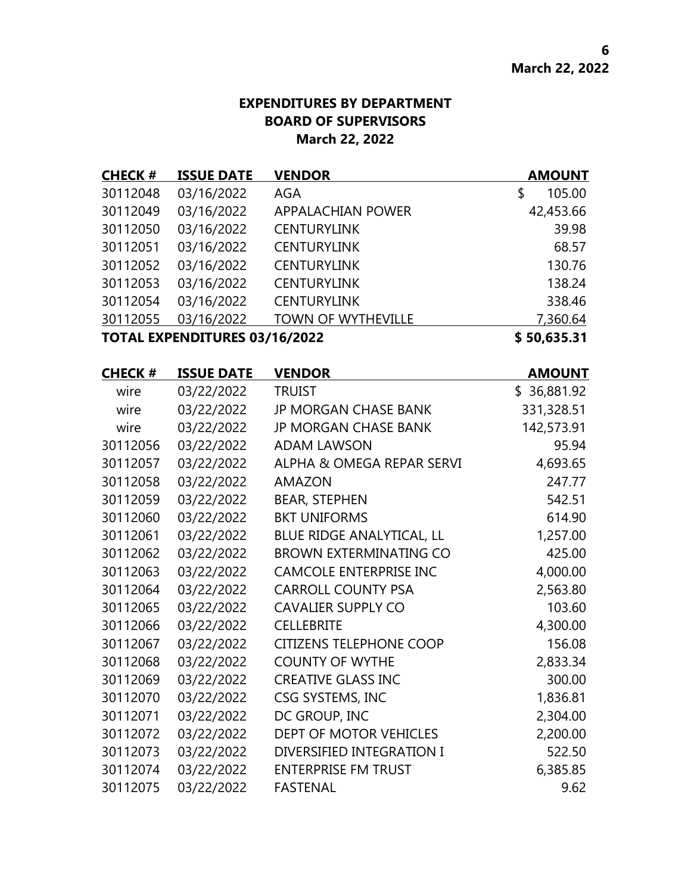**EXPENDITURES BY DEPARTMENT**
**BOARD OF SUPERVISORS**
**March 22, 2022**

| CHECK # | ISSUE DATE | VENDOR | AMOUNT |
|---|---|---|---|
| 30112048 | 03/16/2022 | AGA | $ 105.00 |
| 30112049 | 03/16/2022 | APPALACHIAN POWER | 42,453.66 |
| 30112050 | 03/16/2022 | CENTURYLINK | 39.98 |
| 30112051 | 03/16/2022 | CENTURYLINK | 68.57 |
| 30112052 | 03/16/2022 | CENTURYLINK | 130.76 |
| 30112053 | 03/16/2022 | CENTURYLINK | 138.24 |
| 30112054 | 03/16/2022 | CENTURYLINK | 338.46 |
| 30112055 | 03/16/2022 | TOWN OF WYTHEVILLE | 7,360.64 |
| **TOTAL EXPENDITURES 03/16/2022** | | | **$ 50,635.31** |

| CHECK # | ISSUE DATE | VENDOR | AMOUNT |
|---|---|---|---|
| wire | 03/22/2022 | TRUIST | $ 36,881.92 |
| wire | 03/22/2022 | JP MORGAN CHASE BANK | 331,328.51 |
| wire | 03/22/2022 | JP MORGAN CHASE BANK | 142,573.91 |
| 30112056 | 03/22/2022 | ADAM LAWSON | 95.94 |
| 30112057 | 03/22/2022 | ALPHA & OMEGA REPAR SERVI | 4,693.65 |
| 30112058 | 03/22/2022 | AMAZON | 247.77 |
| 30112059 | 03/22/2022 | BEAR, STEPHEN | 542.51 |
| 30112060 | 03/22/2022 | BKT UNIFORMS | 614.90 |
| 30112061 | 03/22/2022 | BLUE RIDGE ANALYTICAL, LL | 1,257.00 |
| 30112062 | 03/22/2022 | BROWN EXTERMINATING CO | 425.00 |
| 30112063 | 03/22/2022 | CAMCOLE ENTERPRISE INC | 4,000.00 |
| 30112064 | 03/22/2022 | CARROLL COUNTY PSA | 2,563.80 |
| 30112065 | 03/22/2022 | CAVALIER SUPPLY CO | 103.60 |
| 30112066 | 03/22/2022 | CELLEBRITE | 4,300.00 |
| 30112067 | 03/22/2022 | CITIZENS TELEPHONE COOP | 156.08 |
| 30112068 | 03/22/2022 | COUNTY OF WYTHE | 2,833.34 |
| 30112069 | 03/22/2022 | CREATIVE GLASS INC | 300.00 |
| 30112070 | 03/22/2022 | CSG SYSTEMS, INC | 1,836.81 |
| 30112071 | 03/22/2022 | DC GROUP, INC | 2,304.00 |
| 30112072 | 03/22/2022 | DEPT OF MOTOR VEHICLES | 2,200.00 |
| 30112073 | 03/22/2022 | DIVERSIFIED INTEGRATION I | 522.50 |
| 30112074 | 03/22/2022 | ENTERPRISE FM TRUST | 6,385.85 |
| 30112075 | 03/22/2022 | FASTENAL | 9.62 |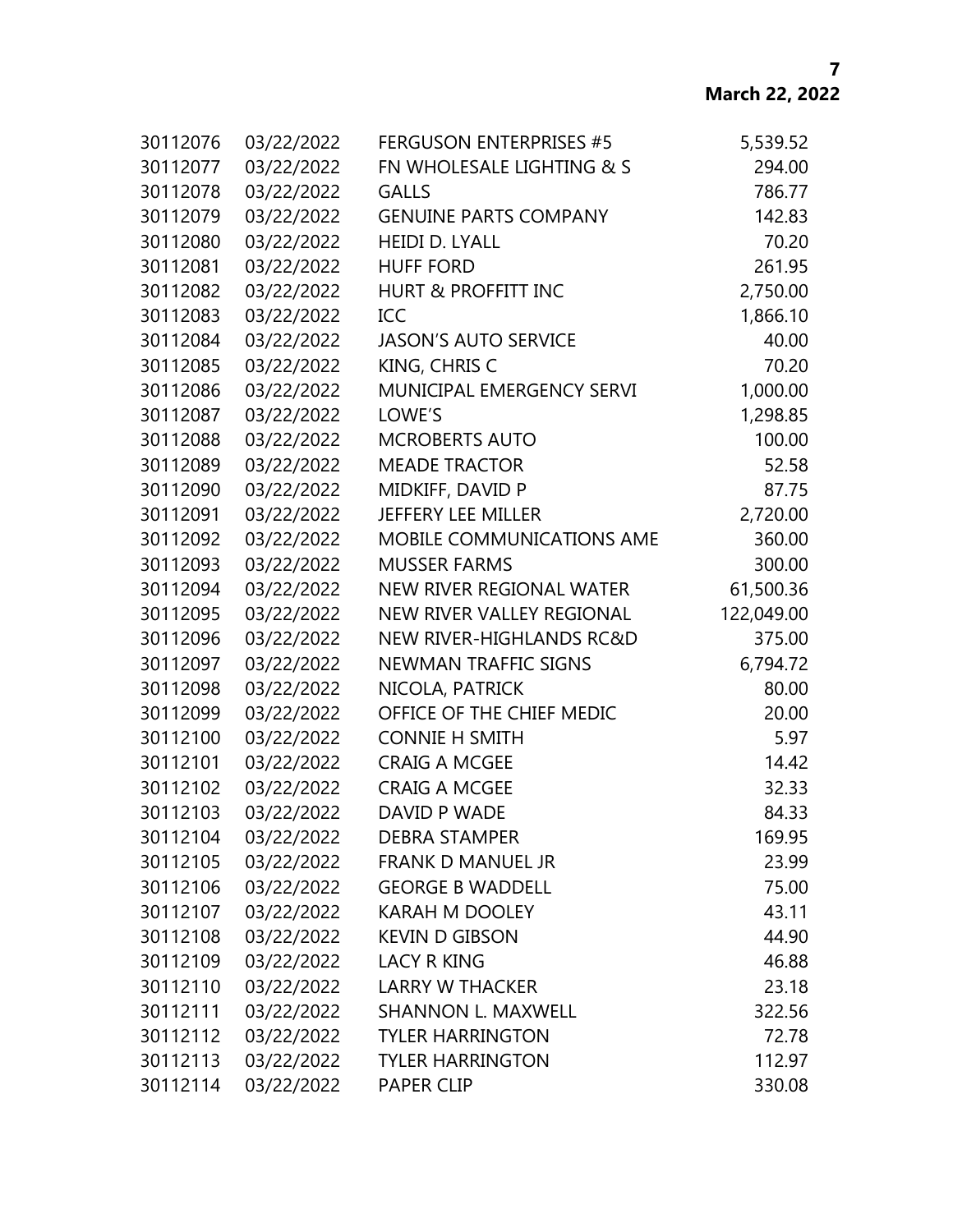| | | | |
|---|---|---|---|
| 30112076 | 03/22/2022 | FERGUSON ENTERPRISES #5 | 5,539.52 |
| 30112077 | 03/22/2022 | FN WHOLESALE LIGHTING & S | 294.00 |
| 30112078 | 03/22/2022 | GALLS | 786.77 |
| 30112079 | 03/22/2022 | GENUINE PARTS COMPANY | 142.83 |
| 30112080 | 03/22/2022 | HEIDI D. LYALL | 70.20 |
| 30112081 | 03/22/2022 | HUFF FORD | 261.95 |
| 30112082 | 03/22/2022 | HURT & PROFFITT INC | 2,750.00 |
| 30112083 | 03/22/2022 | ICC | 1,866.10 |
| 30112084 | 03/22/2022 | JASON'S AUTO SERVICE | 40.00 |
| 30112085 | 03/22/2022 | KING, CHRIS C | 70.20 |
| 30112086 | 03/22/2022 | MUNICIPAL EMERGENCY SERVI | 1,000.00 |
| 30112087 | 03/22/2022 | LOWE'S | 1,298.85 |
| 30112088 | 03/22/2022 | MCROBERTS AUTO | 100.00 |
| 30112089 | 03/22/2022 | MEADE TRACTOR | 52.58 |
| 30112090 | 03/22/2022 | MIDKIFF, DAVID P | 87.75 |
| 30112091 | 03/22/2022 | JEFFERY LEE MILLER | 2,720.00 |
| 30112092 | 03/22/2022 | MOBILE COMMUNICATIONS AME | 360.00 |
| 30112093 | 03/22/2022 | MUSSER FARMS | 300.00 |
| 30112094 | 03/22/2022 | NEW RIVER REGIONAL WATER | 61,500.36 |
| 30112095 | 03/22/2022 | NEW RIVER VALLEY REGIONAL | 122,049.00 |
| 30112096 | 03/22/2022 | NEW RIVER-HIGHLANDS RC&D | 375.00 |
| 30112097 | 03/22/2022 | NEWMAN TRAFFIC SIGNS | 6,794.72 |
| 30112098 | 03/22/2022 | NICOLA, PATRICK | 80.00 |
| 30112099 | 03/22/2022 | OFFICE OF THE CHIEF MEDIC | 20.00 |
| 30112100 | 03/22/2022 | CONNIE H SMITH | 5.97 |
| 30112101 | 03/22/2022 | CRAIG A MCGEE | 14.42 |
| 30112102 | 03/22/2022 | CRAIG A MCGEE | 32.33 |
| 30112103 | 03/22/2022 | DAVID P WADE | 84.33 |
| 30112104 | 03/22/2022 | DEBRA STAMPER | 169.95 |
| 30112105 | 03/22/2022 | FRANK D MANUEL JR | 23.99 |
| 30112106 | 03/22/2022 | GEORGE B WADDELL | 75.00 |
| 30112107 | 03/22/2022 | KARAH M DOOLEY | 43.11 |
| 30112108 | 03/22/2022 | KEVIN D GIBSON | 44.90 |
| 30112109 | 03/22/2022 | LACY R KING | 46.88 |
| 30112110 | 03/22/2022 | LARRY W THACKER | 23.18 |
| 30112111 | 03/22/2022 | SHANNON L. MAXWELL | 322.56 |
| 30112112 | 03/22/2022 | TYLER HARRINGTON | 72.78 |
| 30112113 | 03/22/2022 | TYLER HARRINGTON | 112.97 |
| 30112114 | 03/22/2022 | PAPER CLIP | 330.08 |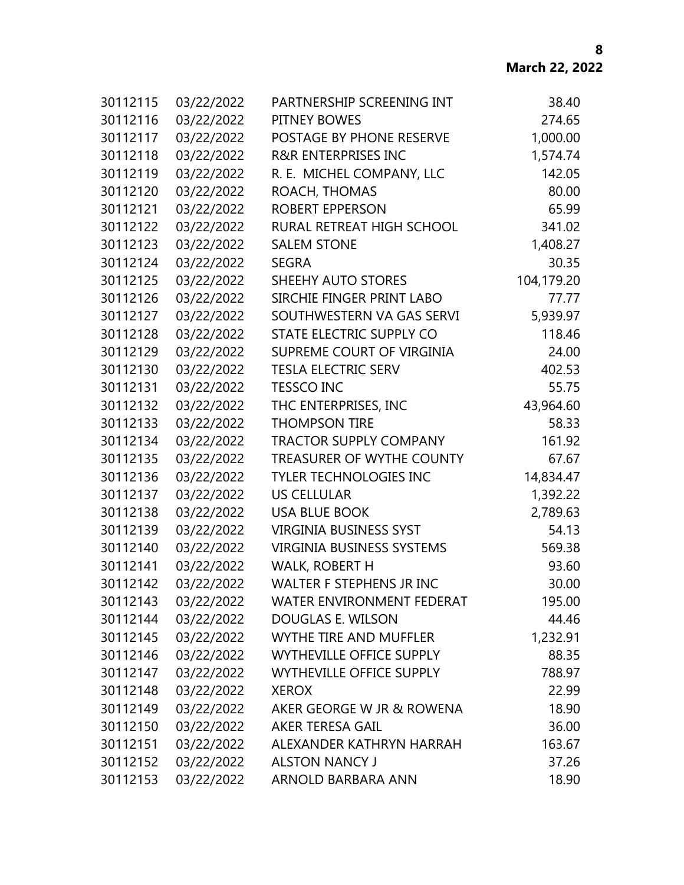**March 22, 2022**

| | | | |
|---|---|---|---|
| 30112115 | 03/22/2022 | PARTNERSHIP SCREENING INT | 38.40 |
| 30112116 | 03/22/2022 | PITNEY BOWES | 274.65 |
| 30112117 | 03/22/2022 | POSTAGE BY PHONE RESERVE | 1,000.00 |
| 30112118 | 03/22/2022 | R&R ENTERPRISES INC | 1,574.74 |
| 30112119 | 03/22/2022 | R. E. MICHEL COMPANY, LLC | 142.05 |
| 30112120 | 03/22/2022 | ROACH, THOMAS | 80.00 |
| 30112121 | 03/22/2022 | ROBERT EPPERSON | 65.99 |
| 30112122 | 03/22/2022 | RURAL RETREAT HIGH SCHOOL | 341.02 |
| 30112123 | 03/22/2022 | SALEM STONE | 1,408.27 |
| 30112124 | 03/22/2022 | SEGRA | 30.35 |
| 30112125 | 03/22/2022 | SHEEHY AUTO STORES | 104,179.20 |
| 30112126 | 03/22/2022 | SIRCHIE FINGER PRINT LABO | 77.77 |
| 30112127 | 03/22/2022 | SOUTHWESTERN VA GAS SERVI | 5,939.97 |
| 30112128 | 03/22/2022 | STATE ELECTRIC SUPPLY CO | 118.46 |
| 30112129 | 03/22/2022 | SUPREME COURT OF VIRGINIA | 24.00 |
| 30112130 | 03/22/2022 | TESLA ELECTRIC SERV | 402.53 |
| 30112131 | 03/22/2022 | TESSCO INC | 55.75 |
| 30112132 | 03/22/2022 | THC ENTERPRISES, INC | 43,964.60 |
| 30112133 | 03/22/2022 | THOMPSON TIRE | 58.33 |
| 30112134 | 03/22/2022 | TRACTOR SUPPLY COMPANY | 161.92 |
| 30112135 | 03/22/2022 | TREASURER OF WYTHE COUNTY | 67.67 |
| 30112136 | 03/22/2022 | TYLER TECHNOLOGIES INC | 14,834.47 |
| 30112137 | 03/22/2022 | US CELLULAR | 1,392.22 |
| 30112138 | 03/22/2022 | USA BLUE BOOK | 2,789.63 |
| 30112139 | 03/22/2022 | VIRGINIA BUSINESS SYST | 54.13 |
| 30112140 | 03/22/2022 | VIRGINIA BUSINESS SYSTEMS | 569.38 |
| 30112141 | 03/22/2022 | WALK, ROBERT H | 93.60 |
| 30112142 | 03/22/2022 | WALTER F STEPHENS JR INC | 30.00 |
| 30112143 | 03/22/2022 | WATER ENVIRONMENT FEDERAT | 195.00 |
| 30112144 | 03/22/2022 | DOUGLAS E. WILSON | 44.46 |
| 30112145 | 03/22/2022 | WYTHE TIRE AND MUFFLER | 1,232.91 |
| 30112146 | 03/22/2022 | WYTHEVILLE OFFICE SUPPLY | 88.35 |
| 30112147 | 03/22/2022 | WYTHEVILLE OFFICE SUPPLY | 788.97 |
| 30112148 | 03/22/2022 | XEROX | 22.99 |
| 30112149 | 03/22/2022 | AKER GEORGE W JR & ROWENA | 18.90 |
| 30112150 | 03/22/2022 | AKER TERESA GAIL | 36.00 |
| 30112151 | 03/22/2022 | ALEXANDER KATHRYN HARRAH | 163.67 |
| 30112152 | 03/22/2022 | ALSTON NANCY J | 37.26 |
| 30112153 | 03/22/2022 | ARNOLD BARBARA ANN | 18.90 |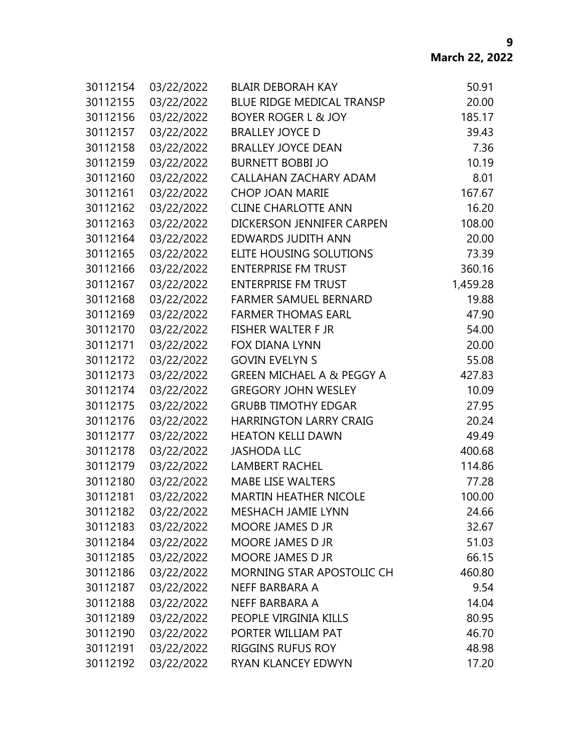| | | | |
|---|---|---|---|
| 30112154 | 03/22/2022 | BLAIR DEBORAH KAY | 50.91 |
| 30112155 | 03/22/2022 | BLUE RIDGE MEDICAL TRANSP | 20.00 |
| 30112156 | 03/22/2022 | BOYER ROGER L & JOY | 185.17 |
| 30112157 | 03/22/2022 | BRALLEY JOYCE D | 39.43 |
| 30112158 | 03/22/2022 | BRALLEY JOYCE DEAN | 7.36 |
| 30112159 | 03/22/2022 | BURNETT BOBBI JO | 10.19 |
| 30112160 | 03/22/2022 | CALLAHAN ZACHARY ADAM | 8.01 |
| 30112161 | 03/22/2022 | CHOP JOAN MARIE | 167.67 |
| 30112162 | 03/22/2022 | CLINE CHARLOTTE ANN | 16.20 |
| 30112163 | 03/22/2022 | DICKERSON JENNIFER CARPEN | 108.00 |
| 30112164 | 03/22/2022 | EDWARDS JUDITH ANN | 20.00 |
| 30112165 | 03/22/2022 | ELITE HOUSING SOLUTIONS | 73.39 |
| 30112166 | 03/22/2022 | ENTERPRISE FM TRUST | 360.16 |
| 30112167 | 03/22/2022 | ENTERPRISE FM TRUST | 1,459.28 |
| 30112168 | 03/22/2022 | FARMER SAMUEL BERNARD | 19.88 |
| 30112169 | 03/22/2022 | FARMER THOMAS EARL | 47.90 |
| 30112170 | 03/22/2022 | FISHER WALTER F JR | 54.00 |
| 30112171 | 03/22/2022 | FOX DIANA LYNN | 20.00 |
| 30112172 | 03/22/2022 | GOVIN EVELYN S | 55.08 |
| 30112173 | 03/22/2022 | GREEN MICHAEL A & PEGGY A | 427.83 |
| 30112174 | 03/22/2022 | GREGORY JOHN WESLEY | 10.09 |
| 30112175 | 03/22/2022 | GRUBB TIMOTHY EDGAR | 27.95 |
| 30112176 | 03/22/2022 | HARRINGTON LARRY CRAIG | 20.24 |
| 30112177 | 03/22/2022 | HEATON KELLI DAWN | 49.49 |
| 30112178 | 03/22/2022 | JASHODA LLC | 400.68 |
| 30112179 | 03/22/2022 | LAMBERT RACHEL | 114.86 |
| 30112180 | 03/22/2022 | MABE LISE WALTERS | 77.28 |
| 30112181 | 03/22/2022 | MARTIN HEATHER NICOLE | 100.00 |
| 30112182 | 03/22/2022 | MESHACH JAMIE LYNN | 24.66 |
| 30112183 | 03/22/2022 | MOORE JAMES D JR | 32.67 |
| 30112184 | 03/22/2022 | MOORE JAMES D JR | 51.03 |
| 30112185 | 03/22/2022 | MOORE JAMES D JR | 66.15 |
| 30112186 | 03/22/2022 | MORNING STAR APOSTOLIC CH | 460.80 |
| 30112187 | 03/22/2022 | NEFF BARBARA A | 9.54 |
| 30112188 | 03/22/2022 | NEFF BARBARA A | 14.04 |
| 30112189 | 03/22/2022 | PEOPLE VIRGINIA KILLS | 80.95 |
| 30112190 | 03/22/2022 | PORTER WILLIAM PAT | 46.70 |
| 30112191 | 03/22/2022 | RIGGINS RUFUS ROY | 48.98 |
| 30112192 | 03/22/2022 | RYAN KLANCEY EDWYN | 17.20 |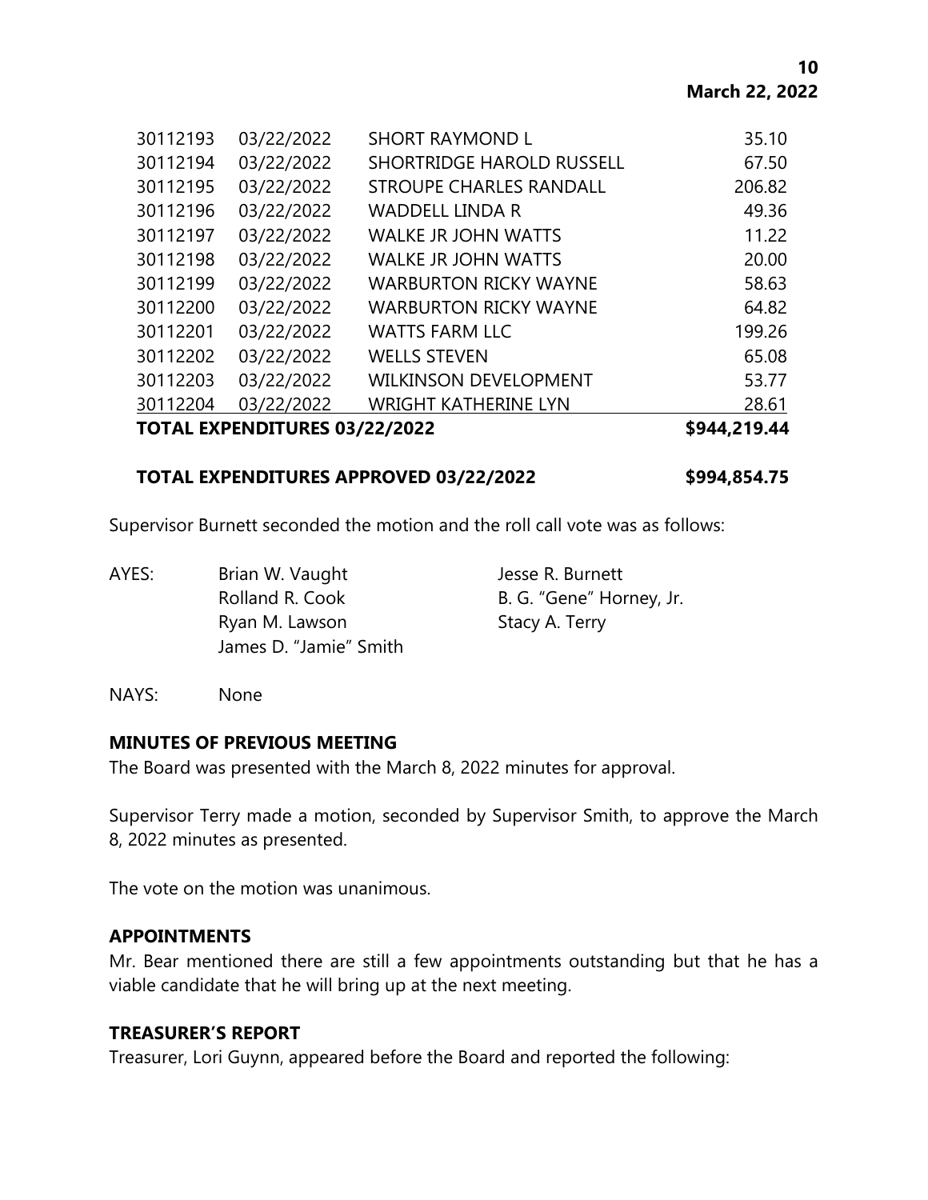| | | | |
|---|---|---|---|
| 30112193 | 03/22/2022 | SHORT RAYMOND L | 35.10 |
| 30112194 | 03/22/2022 | SHORTRIDGE HAROLD RUSSELL | 67.50 |
| 30112195 | 03/22/2022 | STROUPE CHARLES RANDALL | 206.82 |
| 30112196 | 03/22/2022 | WADDELL LINDA R | 49.36 |
| 30112197 | 03/22/2022 | WALKE JR JOHN WATTS | 11.22 |
| 30112198 | 03/22/2022 | WALKE JR JOHN WATTS | 20.00 |
| 30112199 | 03/22/2022 | WARBURTON RICKY WAYNE | 58.63 |
| 30112200 | 03/22/2022 | WARBURTON RICKY WAYNE | 64.82 |
| 30112201 | 03/22/2022 | WATTS FARM LLC | 199.26 |
| 30112202 | 03/22/2022 | WELLS STEVEN | 65.08 |
| 30112203 | 03/22/2022 | WILKINSON DEVELOPMENT | 53.77 |
| 30112204 | 03/22/2022 | WRIGHT KATHERINE LYN | 28.61 |
| **TOTAL EXPENDITURES 03/22/2022** | | | **$944,219.44** |

**TOTAL EXPENDITURES APPROVED 03/22/2022 $994,854.75**

Supervisor Burnett seconded the motion and the roll call vote was as follows:

AYES: Brian W. Vaught, Jesse R. Burnett, Rolland R. Cook, B. G. "Gene" Horney, Jr., Ryan M. Lawson, Stacy A. Terry, James D. "Jamie" Smith

NAYS: None

**MINUTES OF PREVIOUS MEETING**

The Board was presented with the March 8, 2022 minutes for approval.

Supervisor Terry made a motion, seconded by Supervisor Smith, to approve the March 8, 2022 minutes as presented.

The vote on the motion was unanimous.

**APPOINTMENTS**

Mr. Bear mentioned there are still a few appointments outstanding but that he has a viable candidate that he will bring up at the next meeting.

**TREASURER'S REPORT**

Treasurer, Lori Guynn, appeared before the Board and reported the following: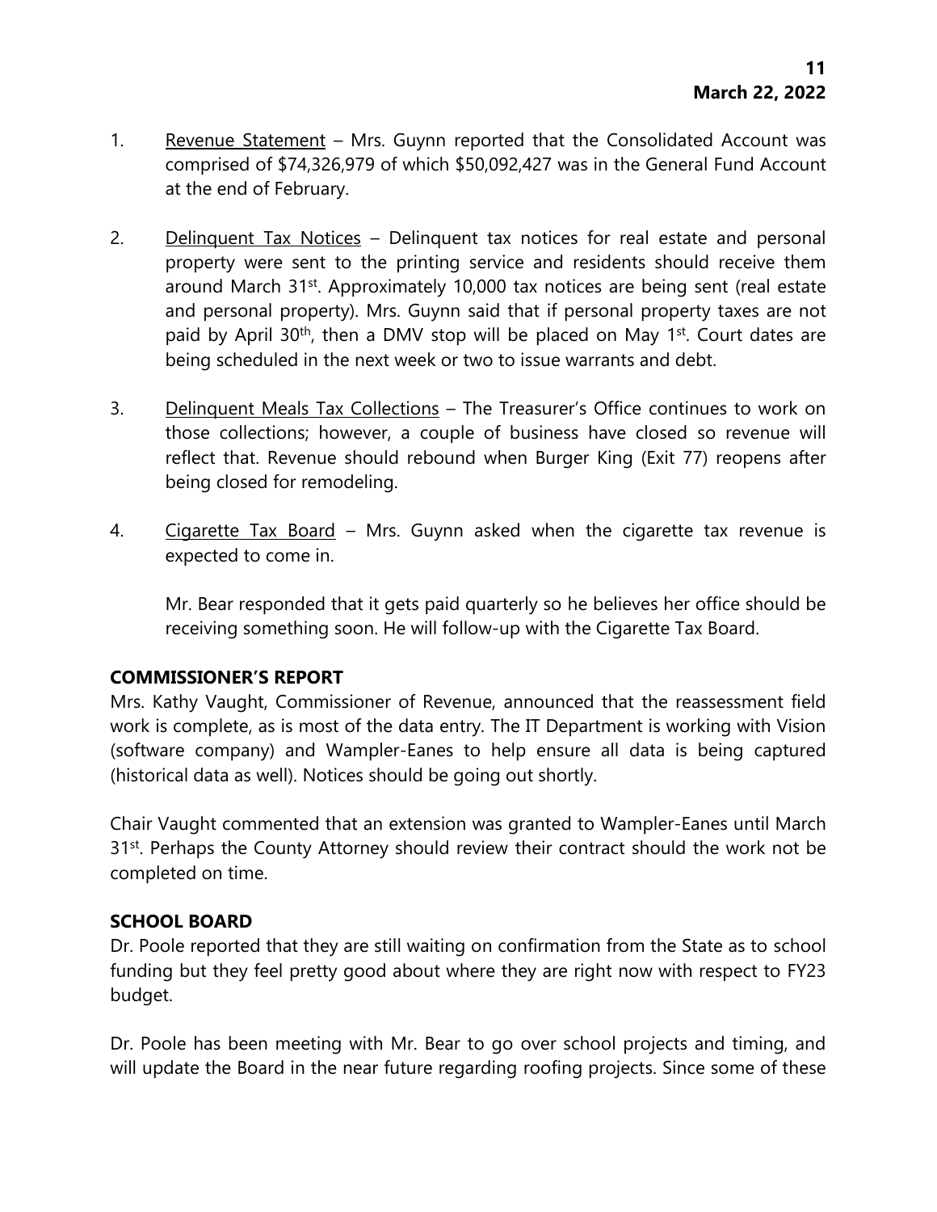1. Revenue Statement – Mrs. Guynn reported that the Consolidated Account was comprised of $74,326,979 of which $50,092,427 was in the General Fund Account at the end of February.

2. Delinquent Tax Notices – Delinquent tax notices for real estate and personal property were sent to the printing service and residents should receive them around March 31st. Approximately 10,000 tax notices are being sent (real estate and personal property). Mrs. Guynn said that if personal property taxes are not paid by April 30th, then a DMV stop will be placed on May 1st. Court dates are being scheduled in the next week or two to issue warrants and debt.

3. Delinquent Meals Tax Collections – The Treasurer's Office continues to work on those collections; however, a couple of business have closed so revenue will reflect that. Revenue should rebound when Burger King (Exit 77) reopens after being closed for remodeling.

4. Cigarette Tax Board – Mrs. Guynn asked when the cigarette tax revenue is expected to come in.

   Mr. Bear responded that it gets paid quarterly so he believes her office should be receiving something soon. He will follow-up with the Cigarette Tax Board.

**COMMISSIONER'S REPORT**

Mrs. Kathy Vaught, Commissioner of Revenue, announced that the reassessment field work is complete, as is most of the data entry. The IT Department is working with Vision (software company) and Wampler-Eanes to help ensure all data is being captured (historical data as well). Notices should be going out shortly.

Chair Vaught commented that an extension was granted to Wampler-Eanes until March 31st. Perhaps the County Attorney should review their contract should the work not be completed on time.

**SCHOOL BOARD**

Dr. Poole reported that they are still waiting on confirmation from the State as to school funding but they feel pretty good about where they are right now with respect to FY23 budget.

Dr. Poole has been meeting with Mr. Bear to go over school projects and timing, and will update the Board in the near future regarding roofing projects. Since some of these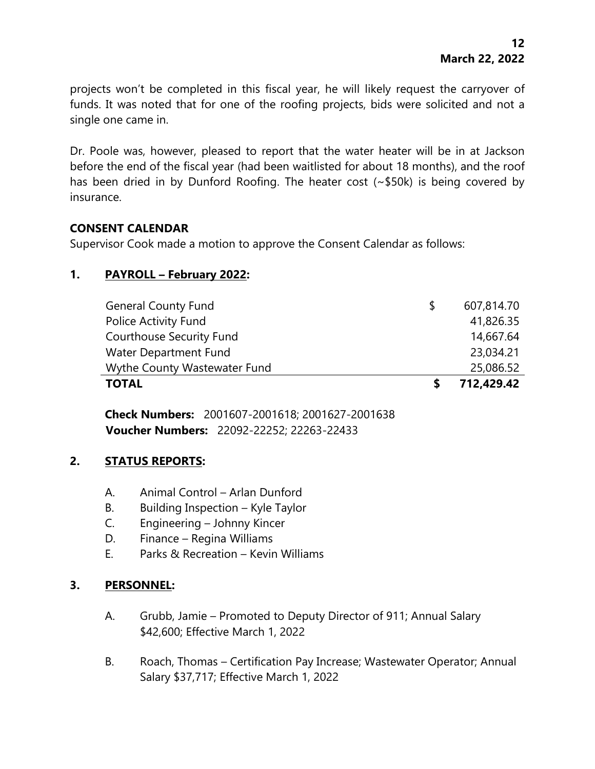projects won't be completed in this fiscal year, he will likely request the carryover of funds. It was noted that for one of the roofing projects, bids were solicited and not a single one came in.

Dr. Poole was, however, pleased to report that the water heater will be in at Jackson before the end of the fiscal year (had been waitlisted for about 18 months), and the roof has been dried in by Dunford Roofing. The heater cost (~$50k) is being covered by insurance.

## CONSENT CALENDAR

Supervisor Cook made a motion to approve the Consent Calendar as follows:

### 1. PAYROLL – February 2022:

| Fund | | Amount |
|---|---|---|
| General County Fund | $ | 607,814.70 |
| Police Activity Fund | | 41,826.35 |
| Courthouse Security Fund | | 14,667.64 |
| Water Department Fund | | 23,034.21 |
| Wythe County Wastewater Fund | | 25,086.52 |
| **TOTAL** | **$** | **712,429.42** |

**Check Numbers:** 2001607-2001618; 2001627-2001638
**Voucher Numbers:** 22092-22252; 22263-22433

### 2. STATUS REPORTS:

A. Animal Control – Arlan Dunford
B. Building Inspection – Kyle Taylor
C. Engineering – Johnny Kincer
D. Finance – Regina Williams
E. Parks & Recreation – Kevin Williams

### 3. PERSONNEL:

A. Grubb, Jamie – Promoted to Deputy Director of 911; Annual Salary $42,600; Effective March 1, 2022

B. Roach, Thomas – Certification Pay Increase; Wastewater Operator; Annual Salary $37,717; Effective March 1, 2022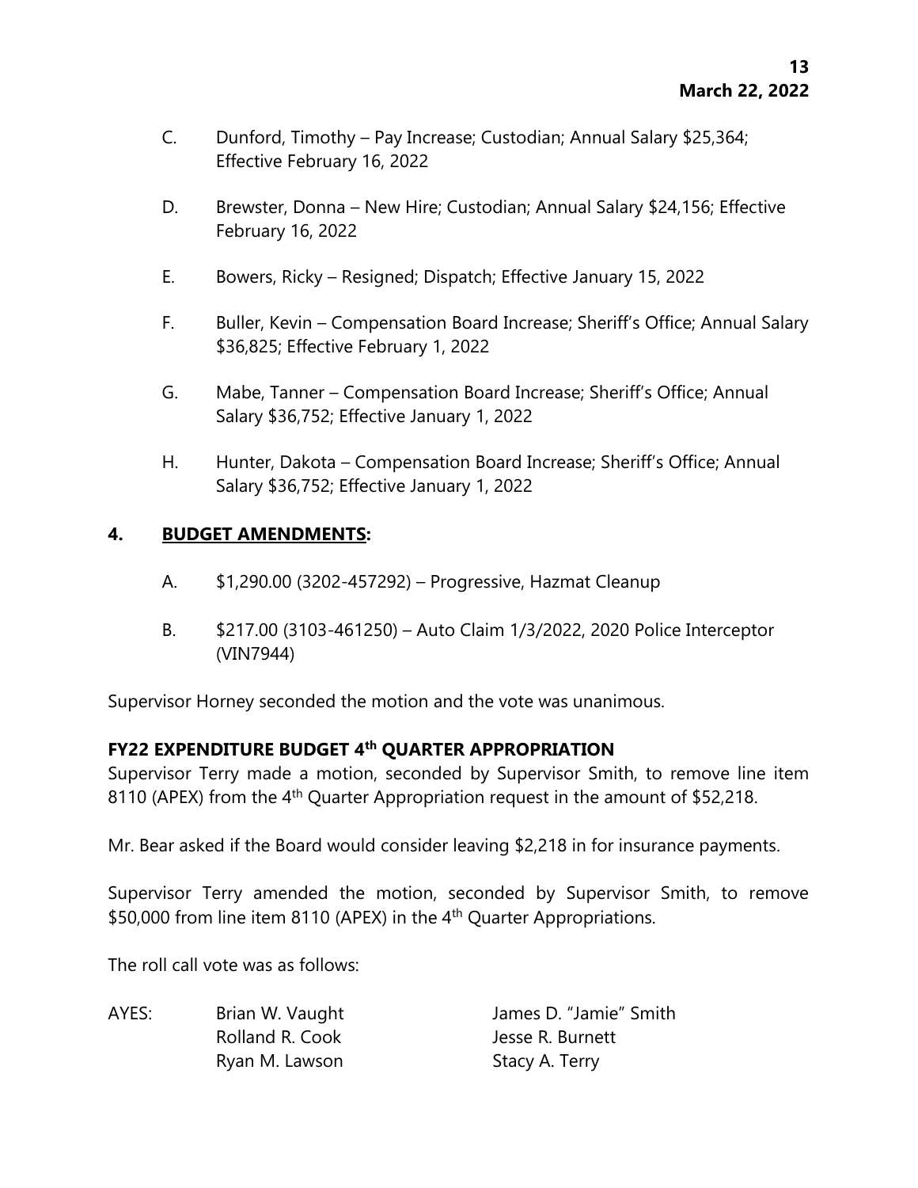C. Dunford, Timothy – Pay Increase; Custodian; Annual Salary $25,364; Effective February 16, 2022

D. Brewster, Donna – New Hire; Custodian; Annual Salary $24,156; Effective February 16, 2022

E. Bowers, Ricky – Resigned; Dispatch; Effective January 15, 2022

F. Buller, Kevin – Compensation Board Increase; Sheriff's Office; Annual Salary $36,825; Effective February 1, 2022

G. Mabe, Tanner – Compensation Board Increase; Sheriff's Office; Annual Salary $36,752; Effective January 1, 2022

H. Hunter, Dakota – Compensation Board Increase; Sheriff's Office; Annual Salary $36,752; Effective January 1, 2022

**4. BUDGET AMENDMENTS:**

A. $1,290.00 (3202-457292) – Progressive, Hazmat Cleanup

B. $217.00 (3103-461250) – Auto Claim 1/3/2022, 2020 Police Interceptor (VIN7944)

Supervisor Horney seconded the motion and the vote was unanimous.

**FY22 EXPENDITURE BUDGET 4th QUARTER APPROPRIATION**

Supervisor Terry made a motion, seconded by Supervisor Smith, to remove line item 8110 (APEX) from the 4th Quarter Appropriation request in the amount of $52,218.

Mr. Bear asked if the Board would consider leaving $2,218 in for insurance payments.

Supervisor Terry amended the motion, seconded by Supervisor Smith, to remove $50,000 from line item 8110 (APEX) in the 4th Quarter Appropriations.

The roll call vote was as follows:

| AYES: | Brian W. Vaught | James D. "Jamie" Smith |
|---|---|---|
| | Rolland R. Cook | Jesse R. Burnett |
| | Ryan M. Lawson | Stacy A. Terry |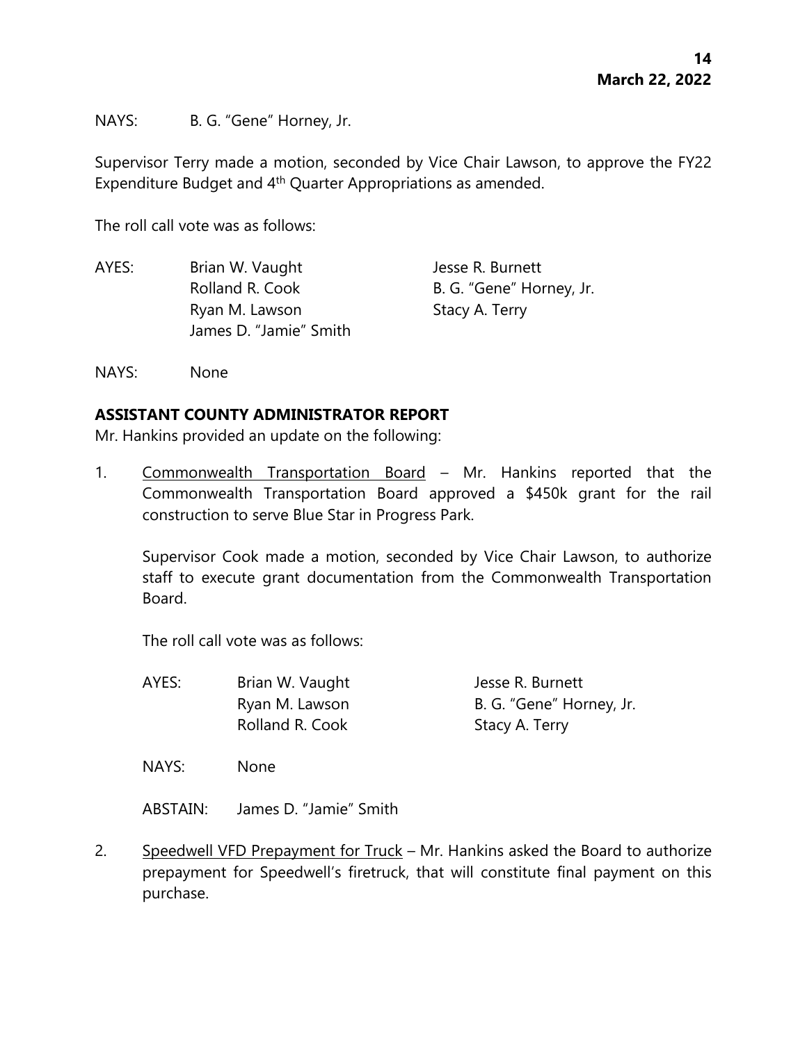NAYS: B. G. "Gene" Horney, Jr.

Supervisor Terry made a motion, seconded by Vice Chair Lawson, to approve the FY22 Expenditure Budget and 4th Quarter Appropriations as amended.

The roll call vote was as follows:

AYES: Brian W. Vaught, Rolland R. Cook, Ryan M. Lawson, James D. "Jamie" Smith, Jesse R. Burnett, B. G. "Gene" Horney, Jr., Stacy A. Terry

NAYS: None

**ASSISTANT COUNTY ADMINISTRATOR REPORT**

Mr. Hankins provided an update on the following:

1. Commonwealth Transportation Board – Mr. Hankins reported that the Commonwealth Transportation Board approved a $450k grant for the rail construction to serve Blue Star in Progress Park.

   Supervisor Cook made a motion, seconded by Vice Chair Lawson, to authorize staff to execute grant documentation from the Commonwealth Transportation Board.

   The roll call vote was as follows:

   AYES: Brian W. Vaught, Ryan M. Lawson, Rolland R. Cook, Jesse R. Burnett, B. G. "Gene" Horney, Jr., Stacy A. Terry

   NAYS: None

   ABSTAIN: James D. "Jamie" Smith

2. Speedwell VFD Prepayment for Truck – Mr. Hankins asked the Board to authorize prepayment for Speedwell's firetruck, that will constitute final payment on this purchase.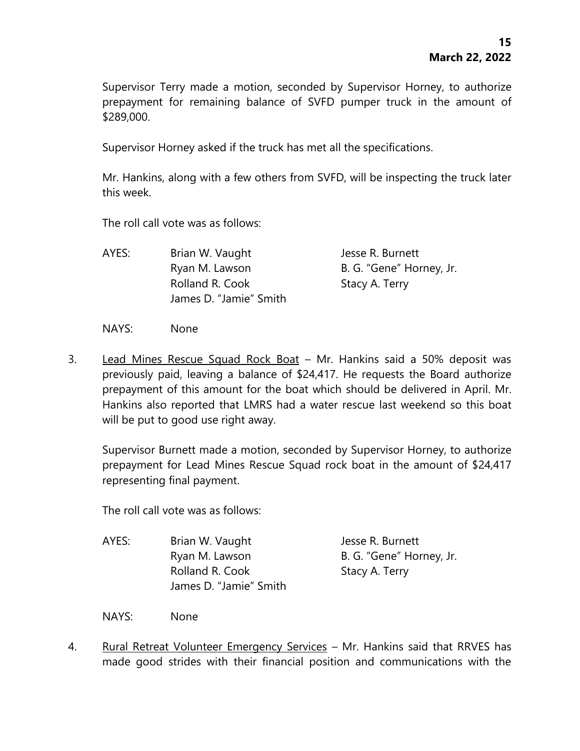Supervisor Terry made a motion, seconded by Supervisor Horney, to authorize prepayment for remaining balance of SVFD pumper truck in the amount of $289,000.

Supervisor Horney asked if the truck has met all the specifications.

Mr. Hankins, along with a few others from SVFD, will be inspecting the truck later this week.

The roll call vote was as follows:

| | | |
|---|---|---|
| AYES: | Brian W. Vaught | Jesse R. Burnett |
| | Ryan M. Lawson | B. G. "Gene" Horney, Jr. |
| | Rolland R. Cook | Stacy A. Terry |
| | James D. "Jamie" Smith | |

NAYS: None

3. Lead Mines Rescue Squad Rock Boat – Mr. Hankins said a 50% deposit was previously paid, leaving a balance of $24,417. He requests the Board authorize prepayment of this amount for the boat which should be delivered in April. Mr. Hankins also reported that LMRS had a water rescue last weekend so this boat will be put to good use right away.

   Supervisor Burnett made a motion, seconded by Supervisor Horney, to authorize prepayment for Lead Mines Rescue Squad rock boat in the amount of $24,417 representing final payment.

   The roll call vote was as follows:

| | | |
|---|---|---|
| AYES: | Brian W. Vaught | Jesse R. Burnett |
| | Ryan M. Lawson | B. G. "Gene" Horney, Jr. |
| | Rolland R. Cook | Stacy A. Terry |
| | James D. "Jamie" Smith | |

   NAYS: None

4. Rural Retreat Volunteer Emergency Services – Mr. Hankins said that RRVES has made good strides with their financial position and communications with the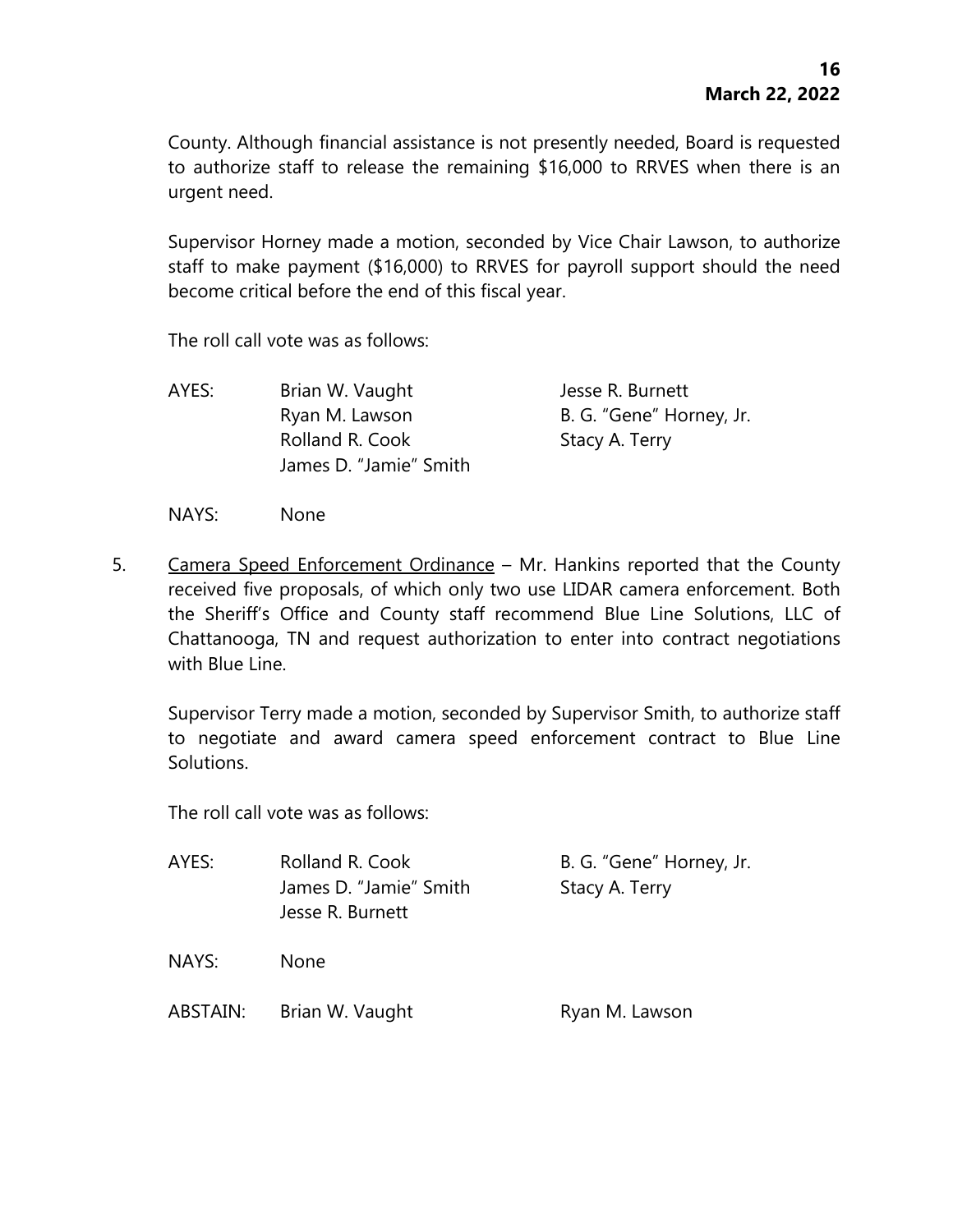County. Although financial assistance is not presently needed, Board is requested to authorize staff to release the remaining $16,000 to RRVES when there is an urgent need.

Supervisor Horney made a motion, seconded by Vice Chair Lawson, to authorize staff to make payment ($16,000) to RRVES for payroll support should the need become critical before the end of this fiscal year.

The roll call vote was as follows:

| | | |
|---|---|---|
| AYES: | Brian W. Vaught | Jesse R. Burnett |
| | Ryan M. Lawson | B. G. "Gene" Horney, Jr. |
| | Rolland R. Cook | Stacy A. Terry |
| | James D. "Jamie" Smith | |
| NAYS: | None | |

5. <u>Camera Speed Enforcement Ordinance</u> – Mr. Hankins reported that the County received five proposals, of which only two use LIDAR camera enforcement. Both the Sheriff's Office and County staff recommend Blue Line Solutions, LLC of Chattanooga, TN and request authorization to enter into contract negotiations with Blue Line.

   Supervisor Terry made a motion, seconded by Supervisor Smith, to authorize staff to negotiate and award camera speed enforcement contract to Blue Line Solutions.

   The roll call vote was as follows:

| | | |
|---|---|---|
| AYES: | Rolland R. Cook | B. G. "Gene" Horney, Jr. |
| | James D. "Jamie" Smith | Stacy A. Terry |
| | Jesse R. Burnett | |
| NAYS: | None | |
| ABSTAIN: | Brian W. Vaught | Ryan M. Lawson |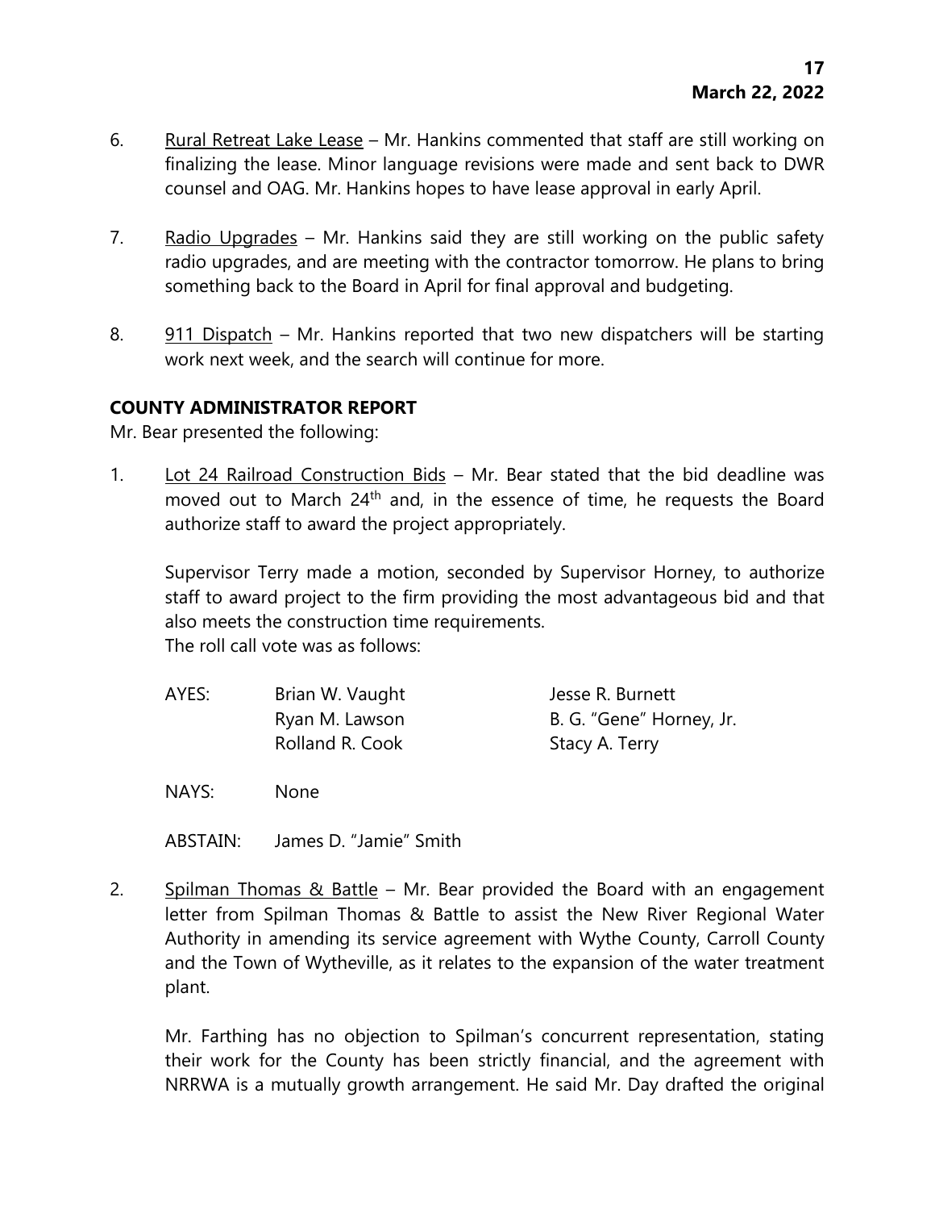6. Rural Retreat Lake Lease – Mr. Hankins commented that staff are still working on finalizing the lease. Minor language revisions were made and sent back to DWR counsel and OAG. Mr. Hankins hopes to have lease approval in early April.

7. Radio Upgrades – Mr. Hankins said they are still working on the public safety radio upgrades, and are meeting with the contractor tomorrow. He plans to bring something back to the Board in April for final approval and budgeting.

8. 911 Dispatch – Mr. Hankins reported that two new dispatchers will be starting work next week, and the search will continue for more.

**COUNTY ADMINISTRATOR REPORT**

Mr. Bear presented the following:

1. Lot 24 Railroad Construction Bids – Mr. Bear stated that the bid deadline was moved out to March 24th and, in the essence of time, he requests the Board authorize staff to award the project appropriately.

   Supervisor Terry made a motion, seconded by Supervisor Horney, to authorize staff to award project to the firm providing the most advantageous bid and that also meets the construction time requirements.
   The roll call vote was as follows:

   | | | |
   |---|---|---|
   | AYES: | Brian W. Vaught | Jesse R. Burnett |
   | | Ryan M. Lawson | B. G. "Gene" Horney, Jr. |
   | | Rolland R. Cook | Stacy A. Terry |
   | NAYS: | None | |
   | ABSTAIN: | James D. "Jamie" Smith | |

2. Spilman Thomas & Battle – Mr. Bear provided the Board with an engagement letter from Spilman Thomas & Battle to assist the New River Regional Water Authority in amending its service agreement with Wythe County, Carroll County and the Town of Wytheville, as it relates to the expansion of the water treatment plant.

   Mr. Farthing has no objection to Spilman's concurrent representation, stating their work for the County has been strictly financial, and the agreement with NRRWA is a mutually growth arrangement. He said Mr. Day drafted the original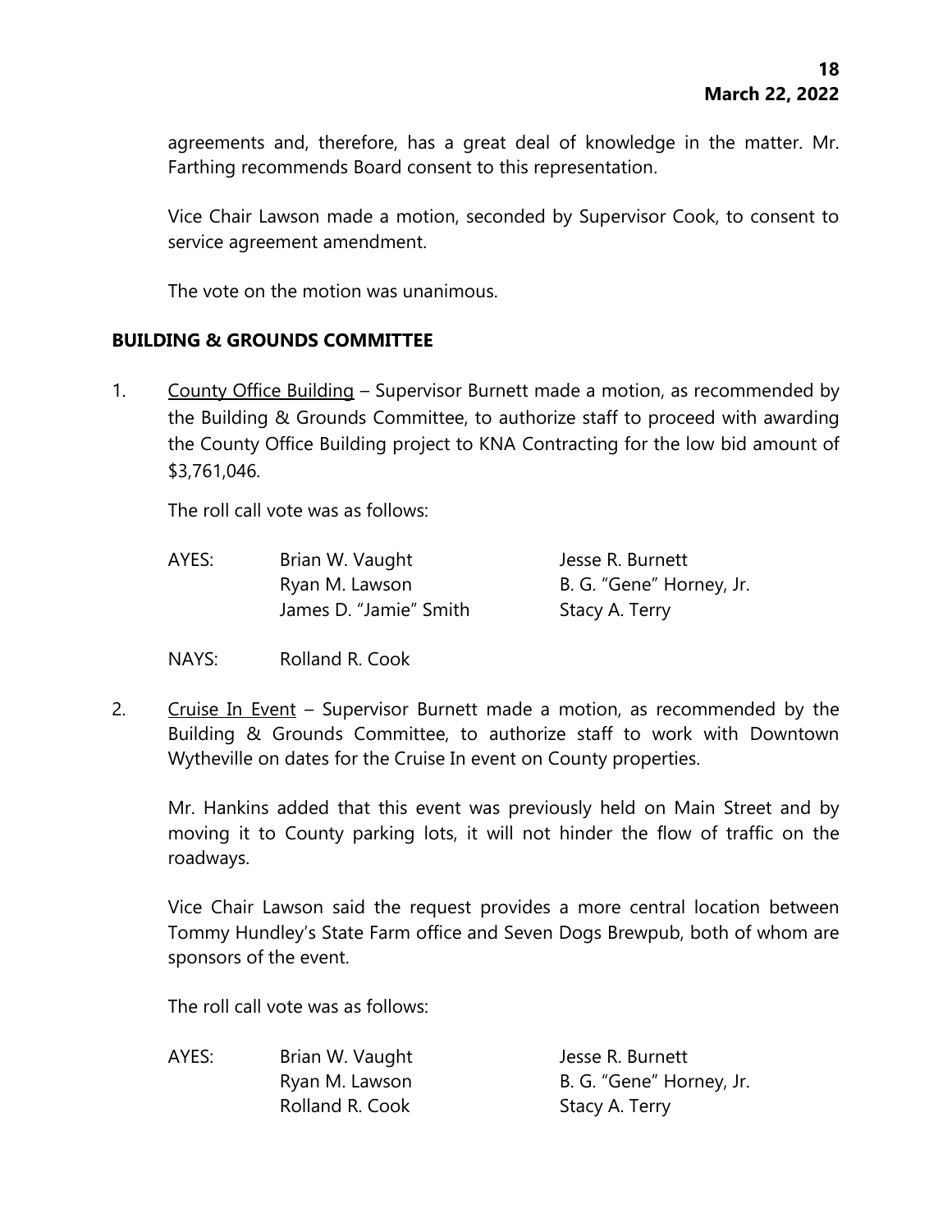agreements and, therefore, has a great deal of knowledge in the matter. Mr. Farthing recommends Board consent to this representation.

Vice Chair Lawson made a motion, seconded by Supervisor Cook, to consent to service agreement amendment.

The vote on the motion was unanimous.

**BUILDING & GROUNDS COMMITTEE**

1. County Office Building – Supervisor Burnett made a motion, as recommended by the Building & Grounds Committee, to authorize staff to proceed with awarding the County Office Building project to KNA Contracting for the low bid amount of $3,761,046.

   The roll call vote was as follows:

   AYES: Brian W. Vaught, Jesse R. Burnett, Ryan M. Lawson, B. G. "Gene" Horney, Jr., James D. "Jamie" Smith, Stacy A. Terry

   NAYS: Rolland R. Cook

2. Cruise In Event – Supervisor Burnett made a motion, as recommended by the Building & Grounds Committee, to authorize staff to work with Downtown Wytheville on dates for the Cruise In event on County properties.

   Mr. Hankins added that this event was previously held on Main Street and by moving it to County parking lots, it will not hinder the flow of traffic on the roadways.

   Vice Chair Lawson said the request provides a more central location between Tommy Hundley's State Farm office and Seven Dogs Brewpub, both of whom are sponsors of the event.

   The roll call vote was as follows:

   AYES: Brian W. Vaught, Jesse R. Burnett, Ryan M. Lawson, B. G. "Gene" Horney, Jr., Rolland R. Cook, Stacy A. Terry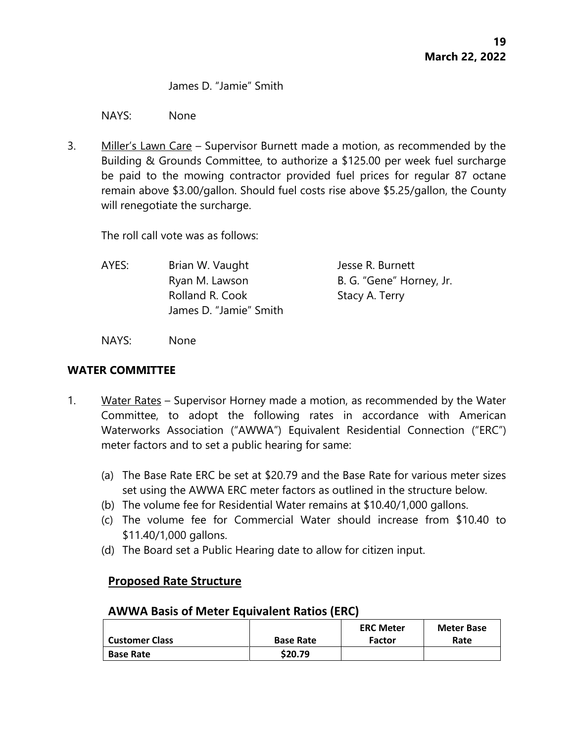James D. "Jamie" Smith

NAYS: None

3. Miller's Lawn Care – Supervisor Burnett made a motion, as recommended by the Building & Grounds Committee, to authorize a $125.00 per week fuel surcharge be paid to the mowing contractor provided fuel prices for regular 87 octane remain above $3.00/gallon. Should fuel costs rise above $5.25/gallon, the County will renegotiate the surcharge.

   The roll call vote was as follows:

   AYES: Brian W. Vaught, Jesse R. Burnett, Ryan M. Lawson, B. G. "Gene" Horney, Jr., Rolland R. Cook, Stacy A. Terry, James D. "Jamie" Smith

   NAYS: None

## WATER COMMITTEE

1. Water Rates – Supervisor Horney made a motion, as recommended by the Water Committee, to adopt the following rates in accordance with American Waterworks Association ("AWWA") Equivalent Residential Connection ("ERC") meter factors and to set a public hearing for same:

   (a) The Base Rate ERC be set at $20.79 and the Base Rate for various meter sizes set using the AWWA ERC meter factors as outlined in the structure below.
   (b) The volume fee for Residential Water remains at $10.40/1,000 gallons.
   (c) The volume fee for Commercial Water should increase from $10.40 to $11.40/1,000 gallons.
   (d) The Board set a Public Hearing date to allow for citizen input.

### Proposed Rate Structure

### AWWA Basis of Meter Equivalent Ratios (ERC)

| Customer Class | Base Rate | ERC Meter Factor | Meter Base Rate |
|---|---|---|---|
| **Base Rate** | **$20.79** | | |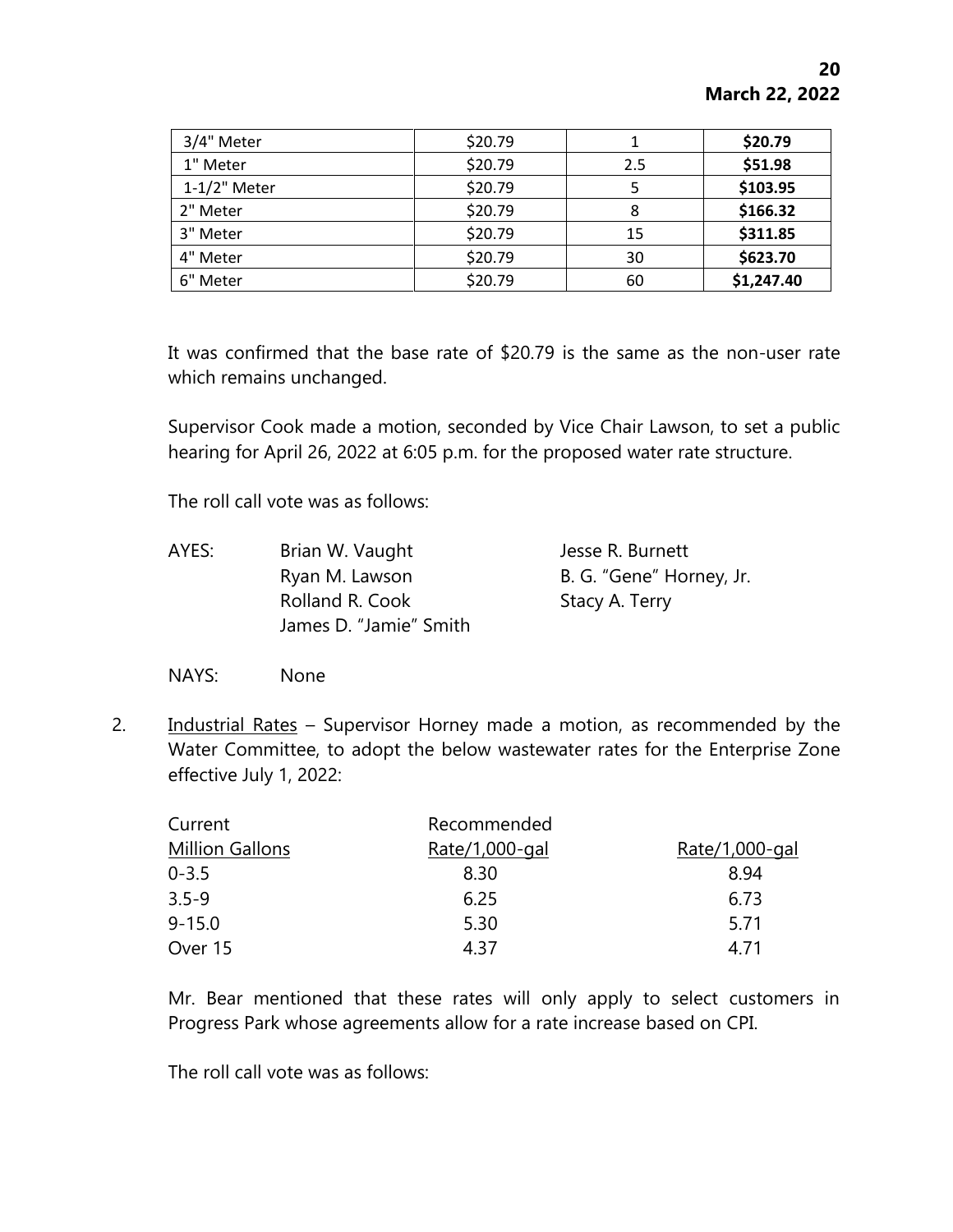| 3/4" Meter | \$20.79 | 1 | **\$20.79** |
|---|---|---|---|
| 1" Meter | \$20.79 | 2.5 | **\$51.98** |
| 1-1/2" Meter | \$20.79 | 5 | **\$103.95** |
| 2" Meter | \$20.79 | 8 | **\$166.32** |
| 3" Meter | \$20.79 | 15 | **\$311.85** |
| 4" Meter | \$20.79 | 30 | **\$623.70** |
| 6" Meter | \$20.79 | 60 | **\$1,247.40** |

It was confirmed that the base rate of \$20.79 is the same as the non-user rate which remains unchanged.

Supervisor Cook made a motion, seconded by Vice Chair Lawson, to set a public hearing for April 26, 2022 at 6:05 p.m. for the proposed water rate structure.

The roll call vote was as follows:

AYES: Brian W. Vaught, Ryan M. Lawson, Rolland R. Cook, James D. "Jamie" Smith, Jesse R. Burnett, B. G. "Gene" Horney, Jr., Stacy A. Terry

NAYS: None

2. Industrial Rates – Supervisor Horney made a motion, as recommended by the Water Committee, to adopt the below wastewater rates for the Enterprise Zone effective July 1, 2022:

| Current<br>Million Gallons | Recommended<br>Rate/1,000-gal | Rate/1,000-gal |
|---|---|---|
| 0-3.5 | 8.30 | 8.94 |
| 3.5-9 | 6.25 | 6.73 |
| 9-15.0 | 5.30 | 5.71 |
| Over 15 | 4.37 | 4.71 |

Mr. Bear mentioned that these rates will only apply to select customers in Progress Park whose agreements allow for a rate increase based on CPI.

The roll call vote was as follows: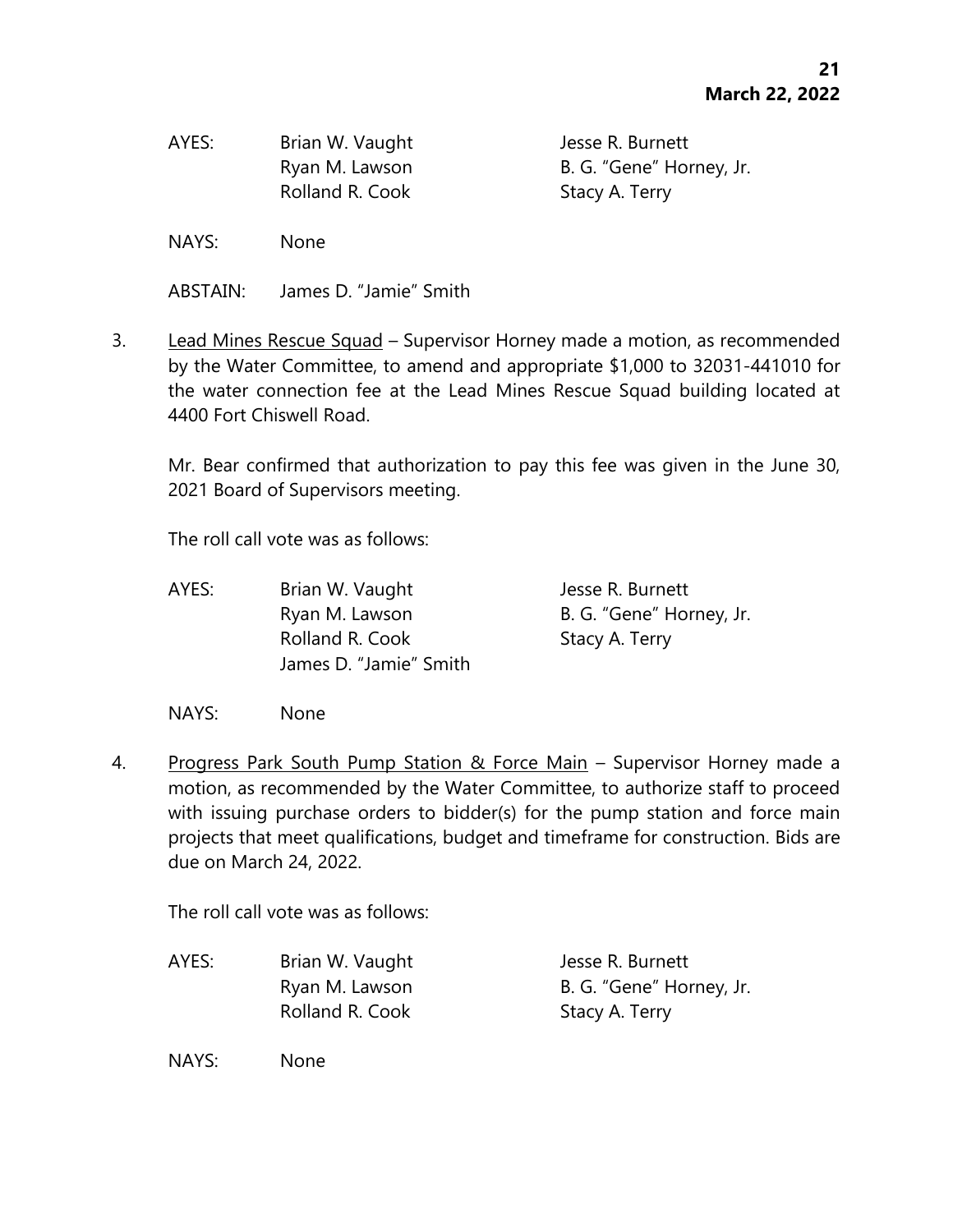AYES: Brian W. Vaught, Jesse R. Burnett, Ryan M. Lawson, B. G. "Gene" Horney, Jr., Rolland R. Cook, Stacy A. Terry

NAYS: None

ABSTAIN: James D. "Jamie" Smith

3. Lead Mines Rescue Squad – Supervisor Horney made a motion, as recommended by the Water Committee, to amend and appropriate $1,000 to 32031-441010 for the water connection fee at the Lead Mines Rescue Squad building located at 4400 Fort Chiswell Road.

   Mr. Bear confirmed that authorization to pay this fee was given in the June 30, 2021 Board of Supervisors meeting.

   The roll call vote was as follows:

   AYES: Brian W. Vaught, Jesse R. Burnett, Ryan M. Lawson, B. G. "Gene" Horney, Jr., Rolland R. Cook, Stacy A. Terry, James D. "Jamie" Smith

   NAYS: None

4. Progress Park South Pump Station & Force Main – Supervisor Horney made a motion, as recommended by the Water Committee, to authorize staff to proceed with issuing purchase orders to bidder(s) for the pump station and force main projects that meet qualifications, budget and timeframe for construction. Bids are due on March 24, 2022.

   The roll call vote was as follows:

   AYES: Brian W. Vaught, Jesse R. Burnett, Ryan M. Lawson, B. G. "Gene" Horney, Jr., Rolland R. Cook, Stacy A. Terry

   NAYS: None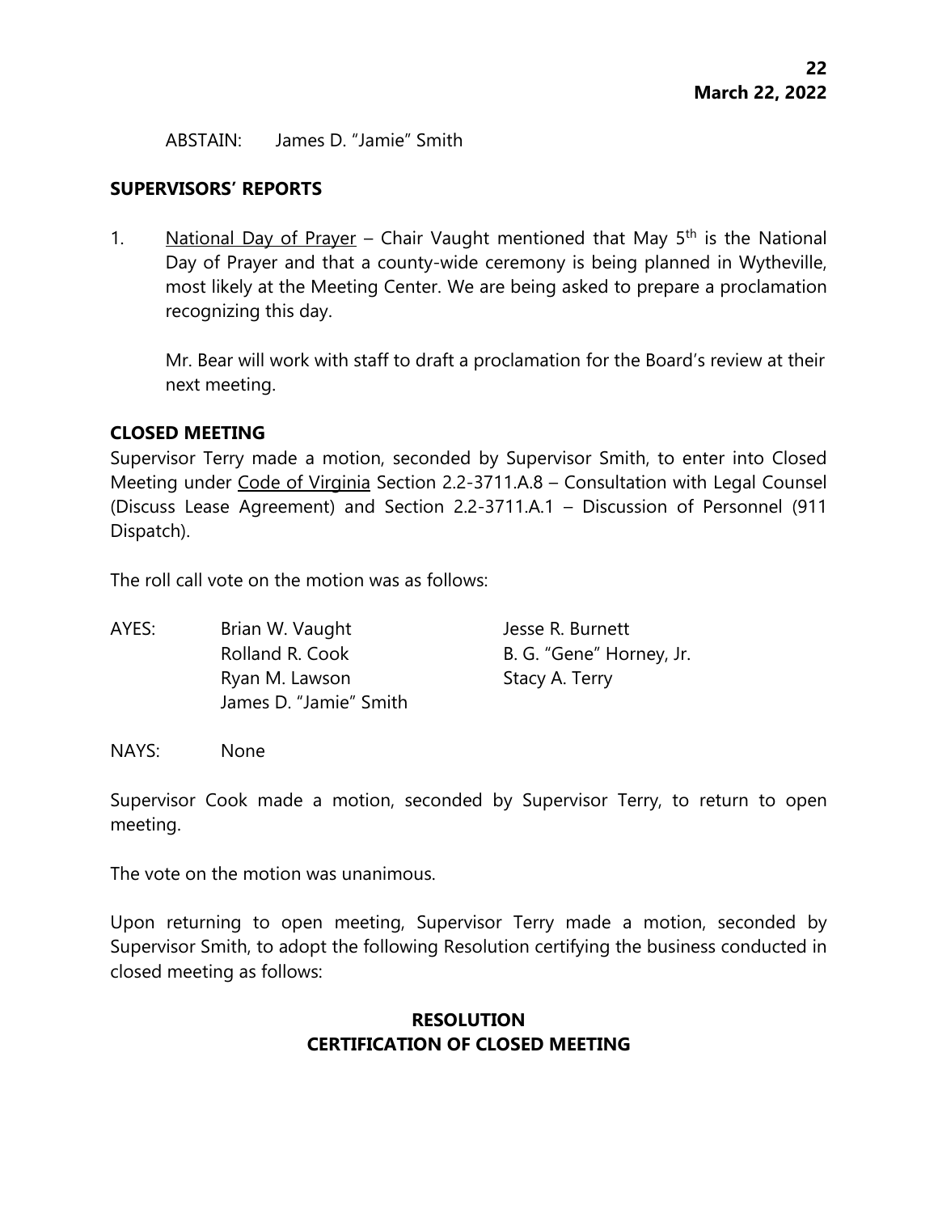ABSTAIN: James D. "Jamie" Smith

**SUPERVISORS' REPORTS**

1. National Day of Prayer – Chair Vaught mentioned that May 5th is the National Day of Prayer and that a county-wide ceremony is being planned in Wytheville, most likely at the Meeting Center. We are being asked to prepare a proclamation recognizing this day.

   Mr. Bear will work with staff to draft a proclamation for the Board's review at their next meeting.

**CLOSED MEETING**

Supervisor Terry made a motion, seconded by Supervisor Smith, to enter into Closed Meeting under Code of Virginia Section 2.2-3711.A.8 – Consultation with Legal Counsel (Discuss Lease Agreement) and Section 2.2-3711.A.1 – Discussion of Personnel (911 Dispatch).

The roll call vote on the motion was as follows:

AYES: Brian W. Vaught, Jesse R. Burnett, Rolland R. Cook, B. G. "Gene" Horney, Jr., Ryan M. Lawson, Stacy A. Terry, James D. "Jamie" Smith

NAYS: None

Supervisor Cook made a motion, seconded by Supervisor Terry, to return to open meeting.

The vote on the motion was unanimous.

Upon returning to open meeting, Supervisor Terry made a motion, seconded by Supervisor Smith, to adopt the following Resolution certifying the business conducted in closed meeting as follows:

**RESOLUTION**
**CERTIFICATION OF CLOSED MEETING**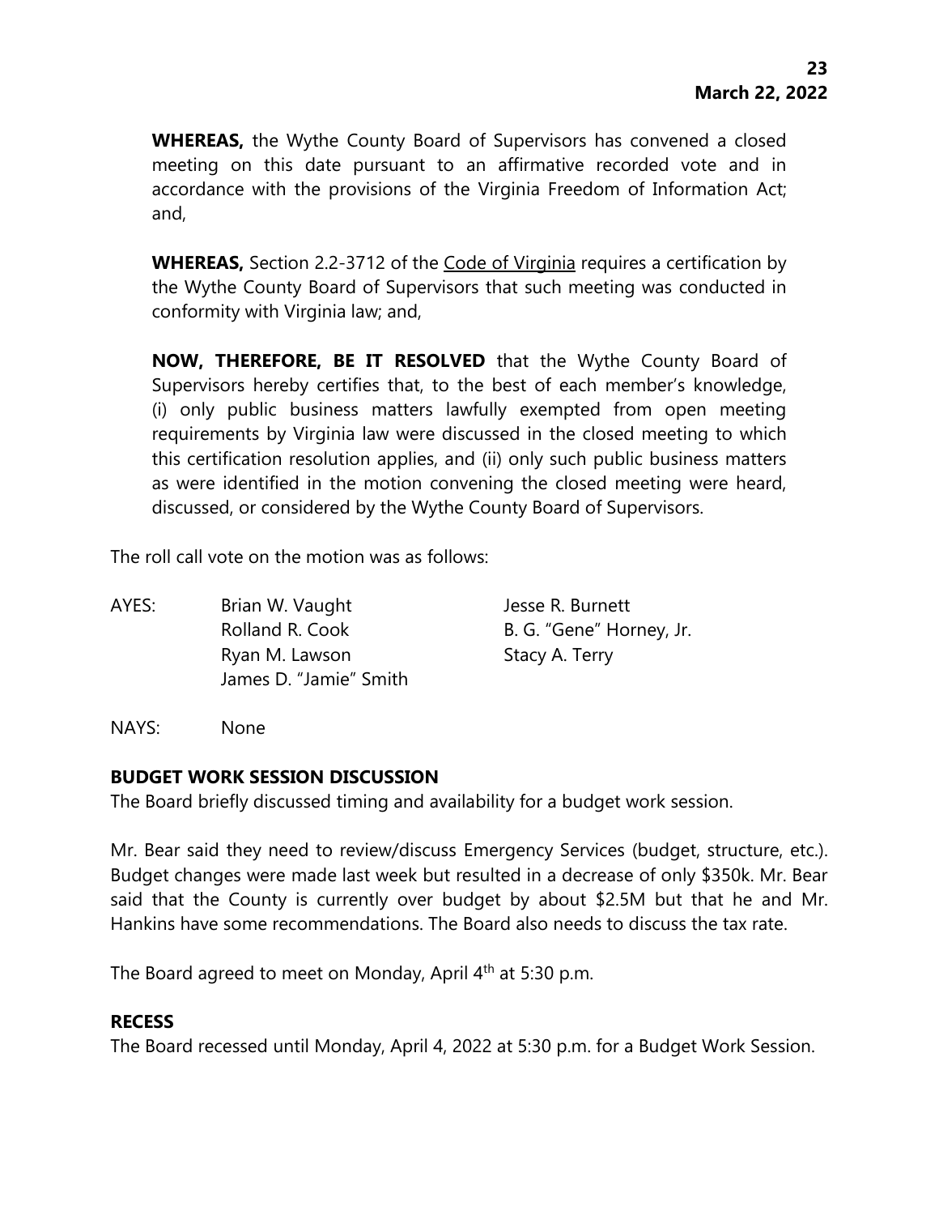**WHEREAS,** the Wythe County Board of Supervisors has convened a closed meeting on this date pursuant to an affirmative recorded vote and in accordance with the provisions of the Virginia Freedom of Information Act; and,

**WHEREAS,** Section 2.2-3712 of the Code of Virginia requires a certification by the Wythe County Board of Supervisors that such meeting was conducted in conformity with Virginia law; and,

**NOW, THEREFORE, BE IT RESOLVED** that the Wythe County Board of Supervisors hereby certifies that, to the best of each member's knowledge, (i) only public business matters lawfully exempted from open meeting requirements by Virginia law were discussed in the closed meeting to which this certification resolution applies, and (ii) only such public business matters as were identified in the motion convening the closed meeting were heard, discussed, or considered by the Wythe County Board of Supervisors.

The roll call vote on the motion was as follows:

AYES: Brian W. Vaught, Jesse R. Burnett, Rolland R. Cook, B. G. "Gene" Horney, Jr., Ryan M. Lawson, Stacy A. Terry, James D. "Jamie" Smith

NAYS: None

## BUDGET WORK SESSION DISCUSSION

The Board briefly discussed timing and availability for a budget work session.

Mr. Bear said they need to review/discuss Emergency Services (budget, structure, etc.). Budget changes were made last week but resulted in a decrease of only $350k. Mr. Bear said that the County is currently over budget by about $2.5M but that he and Mr. Hankins have some recommendations. The Board also needs to discuss the tax rate.

The Board agreed to meet on Monday, April 4th at 5:30 p.m.

## RECESS

The Board recessed until Monday, April 4, 2022 at 5:30 p.m. for a Budget Work Session.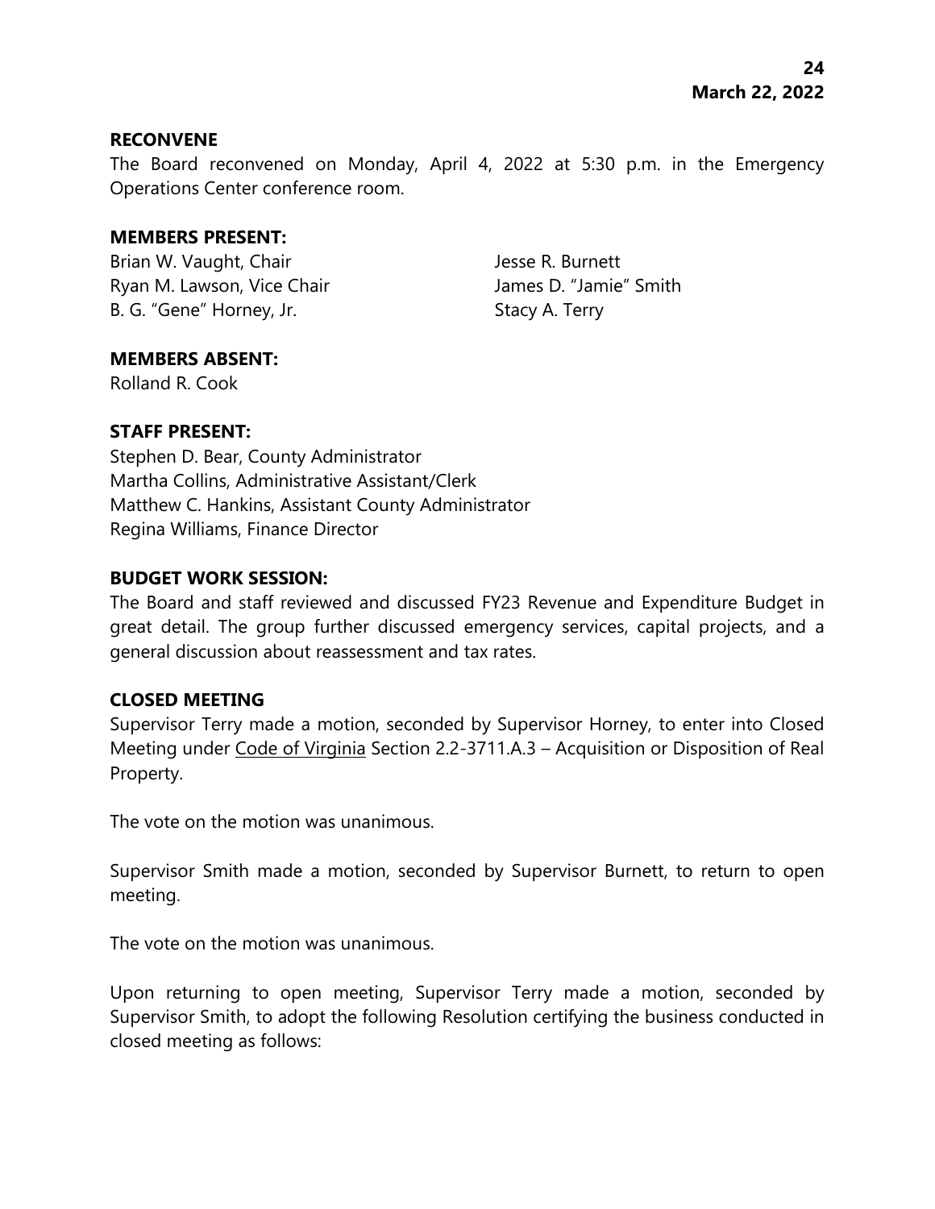**RECONVENE**

The Board reconvened on Monday, April 4, 2022 at 5:30 p.m. in the Emergency Operations Center conference room.

**MEMBERS PRESENT:**

Brian W. Vaught, Chair
Ryan M. Lawson, Vice Chair
B. G. "Gene" Horney, Jr.
Jesse R. Burnett
James D. "Jamie" Smith
Stacy A. Terry

**MEMBERS ABSENT:**

Rolland R. Cook

**STAFF PRESENT:**

Stephen D. Bear, County Administrator
Martha Collins, Administrative Assistant/Clerk
Matthew C. Hankins, Assistant County Administrator
Regina Williams, Finance Director

**BUDGET WORK SESSION:**

The Board and staff reviewed and discussed FY23 Revenue and Expenditure Budget in great detail. The group further discussed emergency services, capital projects, and a general discussion about reassessment and tax rates.

**CLOSED MEETING**

Supervisor Terry made a motion, seconded by Supervisor Horney, to enter into Closed Meeting under Code of Virginia Section 2.2-3711.A.3 – Acquisition or Disposition of Real Property.

The vote on the motion was unanimous.

Supervisor Smith made a motion, seconded by Supervisor Burnett, to return to open meeting.

The vote on the motion was unanimous.

Upon returning to open meeting, Supervisor Terry made a motion, seconded by Supervisor Smith, to adopt the following Resolution certifying the business conducted in closed meeting as follows: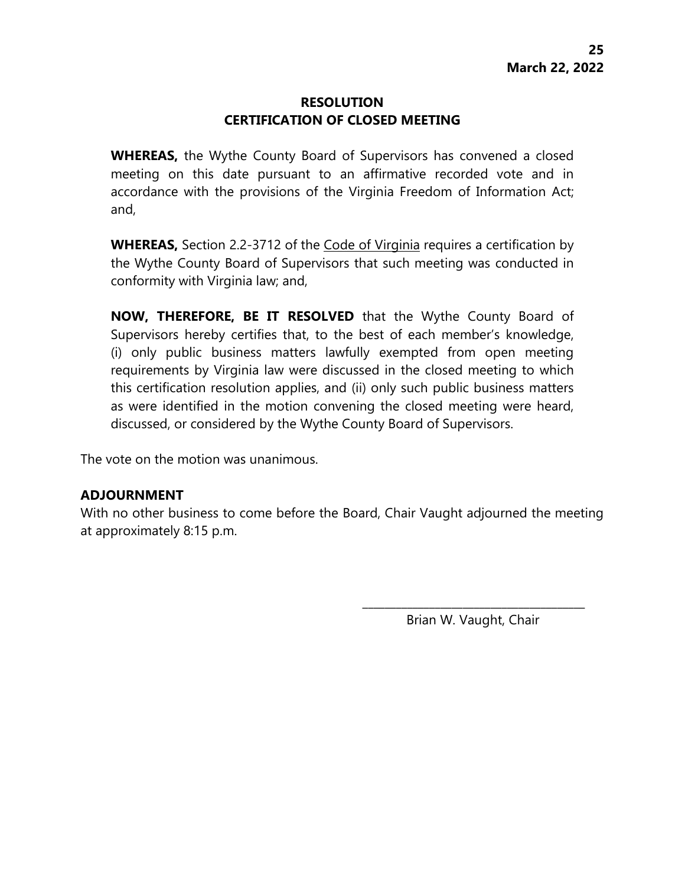## RESOLUTION
## CERTIFICATION OF CLOSED MEETING

**WHEREAS,** the Wythe County Board of Supervisors has convened a closed meeting on this date pursuant to an affirmative recorded vote and in accordance with the provisions of the Virginia Freedom of Information Act; and,

**WHEREAS,** Section 2.2-3712 of the Code of Virginia requires a certification by the Wythe County Board of Supervisors that such meeting was conducted in conformity with Virginia law; and,

**NOW, THEREFORE, BE IT RESOLVED** that the Wythe County Board of Supervisors hereby certifies that, to the best of each member's knowledge, (i) only public business matters lawfully exempted from open meeting requirements by Virginia law were discussed in the closed meeting to which this certification resolution applies, and (ii) only such public business matters as were identified in the motion convening the closed meeting were heard, discussed, or considered by the Wythe County Board of Supervisors.

The vote on the motion was unanimous.

**ADJOURNMENT**

With no other business to come before the Board, Chair Vaught adjourned the meeting at approximately 8:15 p.m.

\_\_\_\_\_\_\_\_\_\_\_\_\_\_\_\_\_\_\_\_\_\_\_\_\_\_\_\_\_\_\_\_\_\_\_\_

Brian W. Vaught, Chair